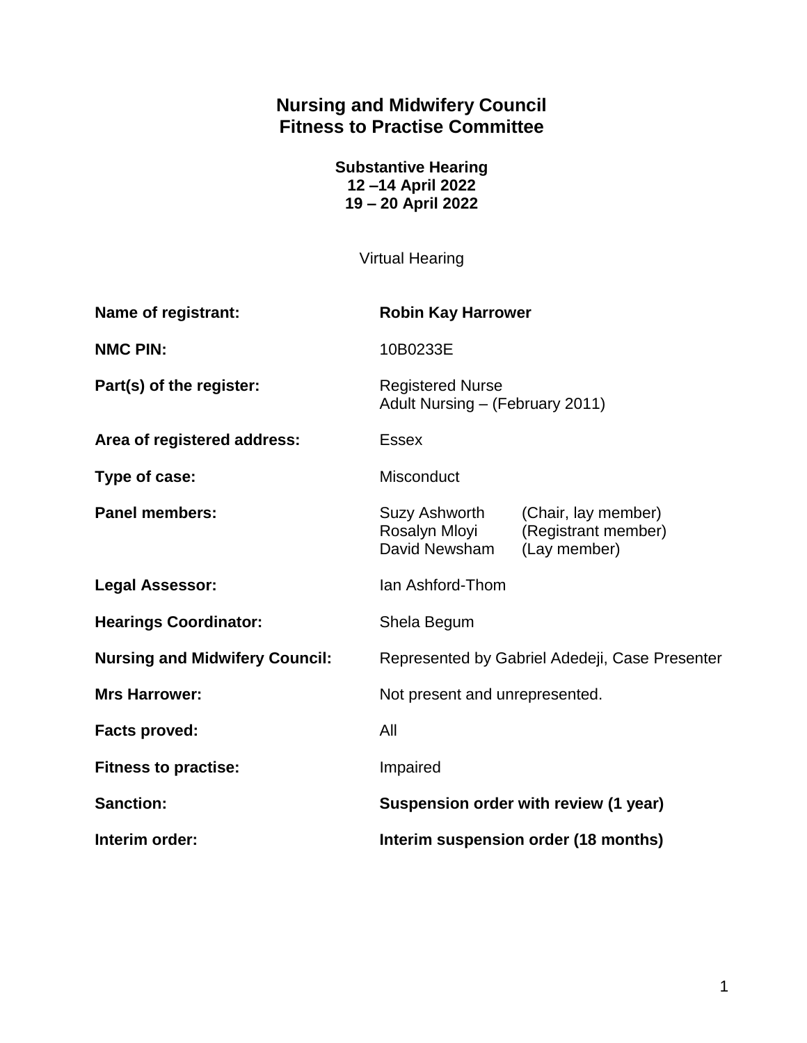# Nursing and Midwifery Council
# Fitness to Practise Committee

**Substantive Hearing**
**12 –14 April 2022**
**19 – 20 April 2022**

Virtual Hearing

| | |
|---|---|
| **Name of registrant:** | **Robin Kay Harrower** |
| **NMC PIN:** | 10B0233E |
| **Part(s) of the register:** | Registered Nurse<br>Adult Nursing – (February 2011) |
| **Area of registered address:** | Essex |
| **Type of case:** | Misconduct |
| **Panel members:** | Suzy Ashworth (Chair, lay member)<br>Rosalyn Mloyi (Registrant member)<br>David Newsham (Lay member) |
| **Legal Assessor:** | Ian Ashford-Thom |
| **Hearings Coordinator:** | Shela Begum |
| **Nursing and Midwifery Council:** | Represented by Gabriel Adedeji, Case Presenter |
| **Mrs Harrower:** | Not present and unrepresented. |
| **Facts proved:** | All |
| **Fitness to practise:** | Impaired |
| **Sanction:** | **Suspension order with review (1 year)** |
| **Interim order:** | **Interim suspension order (18 months)** |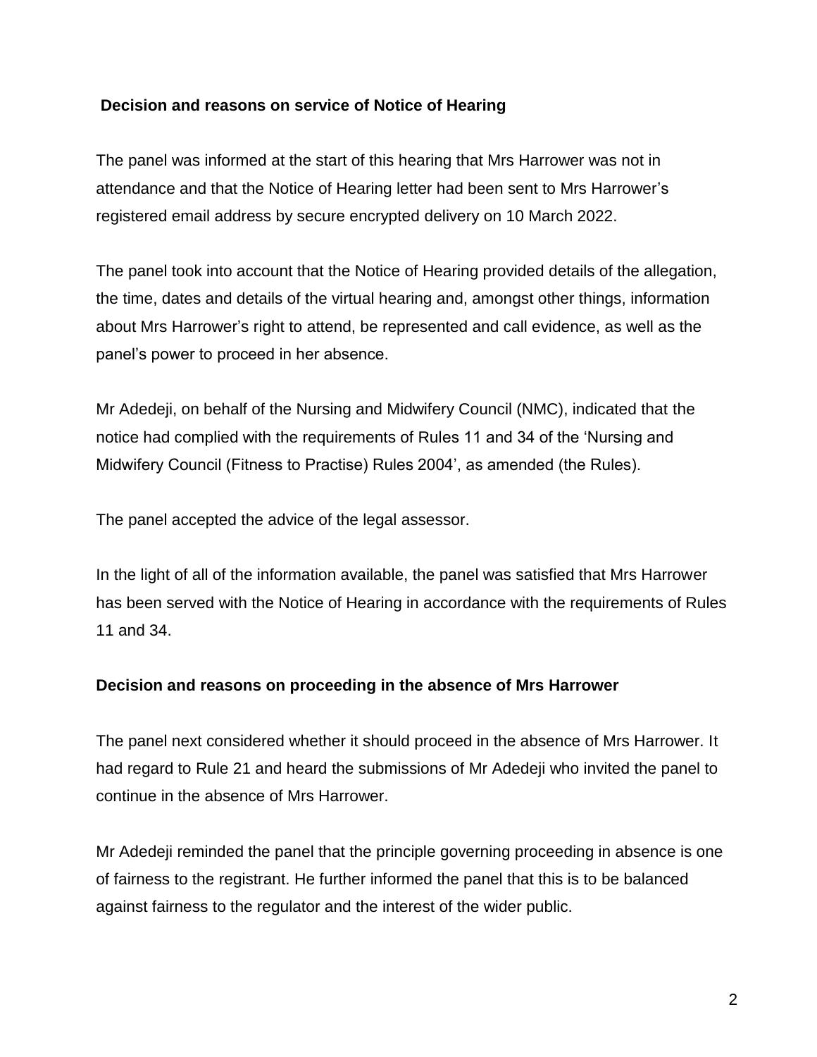**Decision and reasons on service of Notice of Hearing**

The panel was informed at the start of this hearing that Mrs Harrower was not in attendance and that the Notice of Hearing letter had been sent to Mrs Harrower's registered email address by secure encrypted delivery on 10 March 2022.

The panel took into account that the Notice of Hearing provided details of the allegation, the time, dates and details of the virtual hearing and, amongst other things, information about Mrs Harrower's right to attend, be represented and call evidence, as well as the panel's power to proceed in her absence.

Mr Adedeji, on behalf of the Nursing and Midwifery Council (NMC), indicated that the notice had complied with the requirements of Rules 11 and 34 of the 'Nursing and Midwifery Council (Fitness to Practise) Rules 2004', as amended (the Rules).

The panel accepted the advice of the legal assessor.

In the light of all of the information available, the panel was satisfied that Mrs Harrower has been served with the Notice of Hearing in accordance with the requirements of Rules 11 and 34.

**Decision and reasons on proceeding in the absence of Mrs Harrower**

The panel next considered whether it should proceed in the absence of Mrs Harrower. It had regard to Rule 21 and heard the submissions of Mr Adedeji who invited the panel to continue in the absence of Mrs Harrower.

Mr Adedeji reminded the panel that the principle governing proceeding in absence is one of fairness to the registrant. He further informed the panel that this is to be balanced against fairness to the regulator and the interest of the wider public.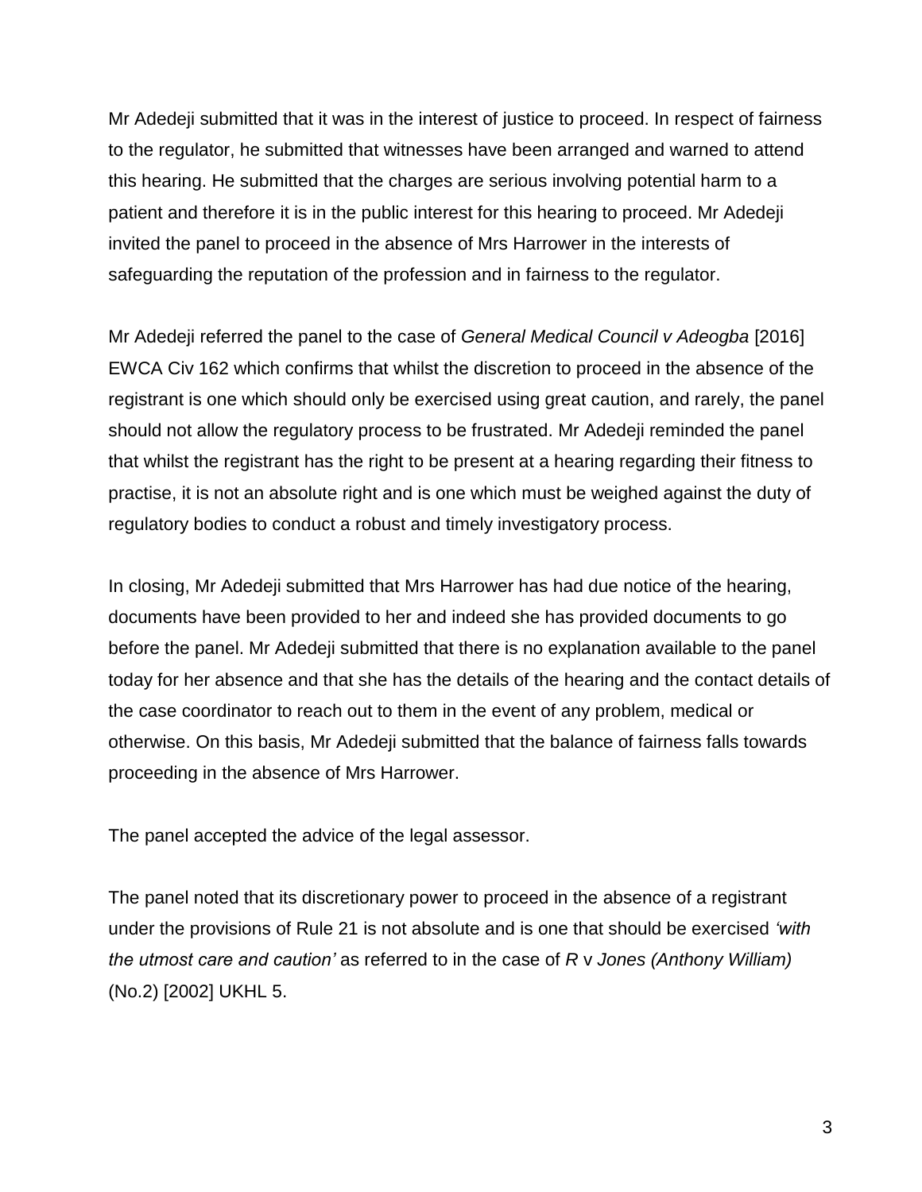Mr Adedeji submitted that it was in the interest of justice to proceed. In respect of fairness to the regulator, he submitted that witnesses have been arranged and warned to attend this hearing. He submitted that the charges are serious involving potential harm to a patient and therefore it is in the public interest for this hearing to proceed. Mr Adedeji invited the panel to proceed in the absence of Mrs Harrower in the interests of safeguarding the reputation of the profession and in fairness to the regulator.

Mr Adedeji referred the panel to the case of *General Medical Council v Adeogba* [2016] EWCA Civ 162 which confirms that whilst the discretion to proceed in the absence of the registrant is one which should only be exercised using great caution, and rarely, the panel should not allow the regulatory process to be frustrated. Mr Adedeji reminded the panel that whilst the registrant has the right to be present at a hearing regarding their fitness to practise, it is not an absolute right and is one which must be weighed against the duty of regulatory bodies to conduct a robust and timely investigatory process.

In closing, Mr Adedeji submitted that Mrs Harrower has had due notice of the hearing, documents have been provided to her and indeed she has provided documents to go before the panel. Mr Adedeji submitted that there is no explanation available to the panel today for her absence and that she has the details of the hearing and the contact details of the case coordinator to reach out to them in the event of any problem, medical or otherwise. On this basis, Mr Adedeji submitted that the balance of fairness falls towards proceeding in the absence of Mrs Harrower.

The panel accepted the advice of the legal assessor.

The panel noted that its discretionary power to proceed in the absence of a registrant under the provisions of Rule 21 is not absolute and is one that should be exercised *'with the utmost care and caution'* as referred to in the case of *R* v *Jones (Anthony William)* (No.2) [2002] UKHL 5.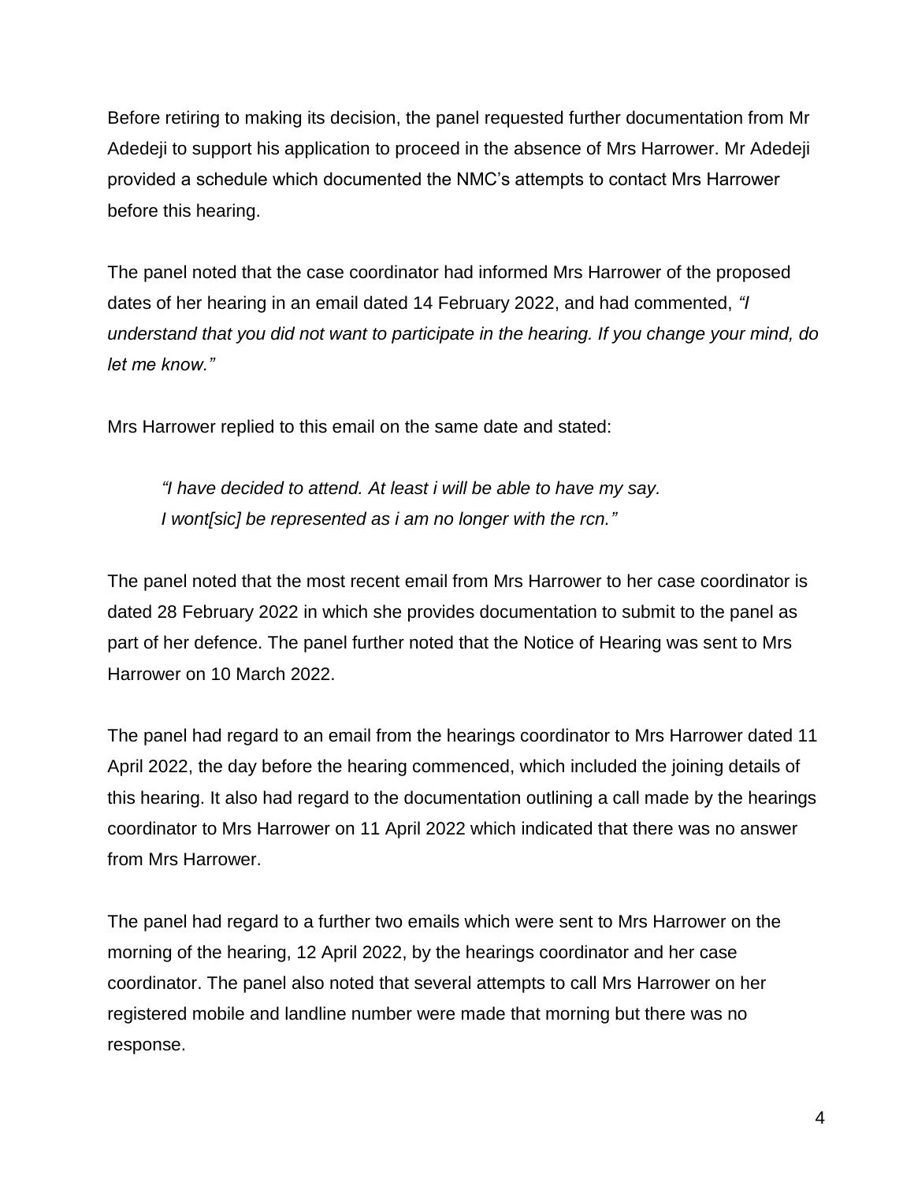Before retiring to making its decision, the panel requested further documentation from Mr Adedeji to support his application to proceed in the absence of Mrs Harrower. Mr Adedeji provided a schedule which documented the NMC's attempts to contact Mrs Harrower before this hearing.

The panel noted that the case coordinator had informed Mrs Harrower of the proposed dates of her hearing in an email dated 14 February 2022, and had commented, *"I understand that you did not want to participate in the hearing. If you change your mind, do let me know."*

Mrs Harrower replied to this email on the same date and stated:

> *"I have decided to attend. At least i will be able to have my say. I wont[sic] be represented as i am no longer with the rcn."*

The panel noted that the most recent email from Mrs Harrower to her case coordinator is dated 28 February 2022 in which she provides documentation to submit to the panel as part of her defence. The panel further noted that the Notice of Hearing was sent to Mrs Harrower on 10 March 2022.

The panel had regard to an email from the hearings coordinator to Mrs Harrower dated 11 April 2022, the day before the hearing commenced, which included the joining details of this hearing. It also had regard to the documentation outlining a call made by the hearings coordinator to Mrs Harrower on 11 April 2022 which indicated that there was no answer from Mrs Harrower.

The panel had regard to a further two emails which were sent to Mrs Harrower on the morning of the hearing, 12 April 2022, by the hearings coordinator and her case coordinator. The panel also noted that several attempts to call Mrs Harrower on her registered mobile and landline number were made that morning but there was no response.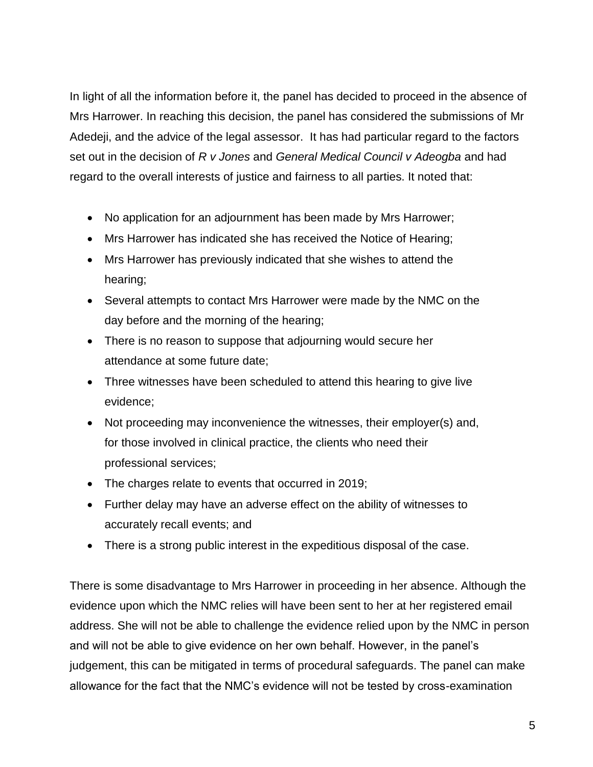In light of all the information before it, the panel has decided to proceed in the absence of Mrs Harrower. In reaching this decision, the panel has considered the submissions of Mr Adedeji, and the advice of the legal assessor. It has had particular regard to the factors set out in the decision of *R v Jones* and *General Medical Council v Adeogba* and had regard to the overall interests of justice and fairness to all parties. It noted that:

- No application for an adjournment has been made by Mrs Harrower;
- Mrs Harrower has indicated she has received the Notice of Hearing;
- Mrs Harrower has previously indicated that she wishes to attend the hearing;
- Several attempts to contact Mrs Harrower were made by the NMC on the day before and the morning of the hearing;
- There is no reason to suppose that adjourning would secure her attendance at some future date;
- Three witnesses have been scheduled to attend this hearing to give live evidence;
- Not proceeding may inconvenience the witnesses, their employer(s) and, for those involved in clinical practice, the clients who need their professional services;
- The charges relate to events that occurred in 2019;
- Further delay may have an adverse effect on the ability of witnesses to accurately recall events; and
- There is a strong public interest in the expeditious disposal of the case.

There is some disadvantage to Mrs Harrower in proceeding in her absence. Although the evidence upon which the NMC relies will have been sent to her at her registered email address. She will not be able to challenge the evidence relied upon by the NMC in person and will not be able to give evidence on her own behalf. However, in the panel's judgement, this can be mitigated in terms of procedural safeguards. The panel can make allowance for the fact that the NMC's evidence will not be tested by cross-examination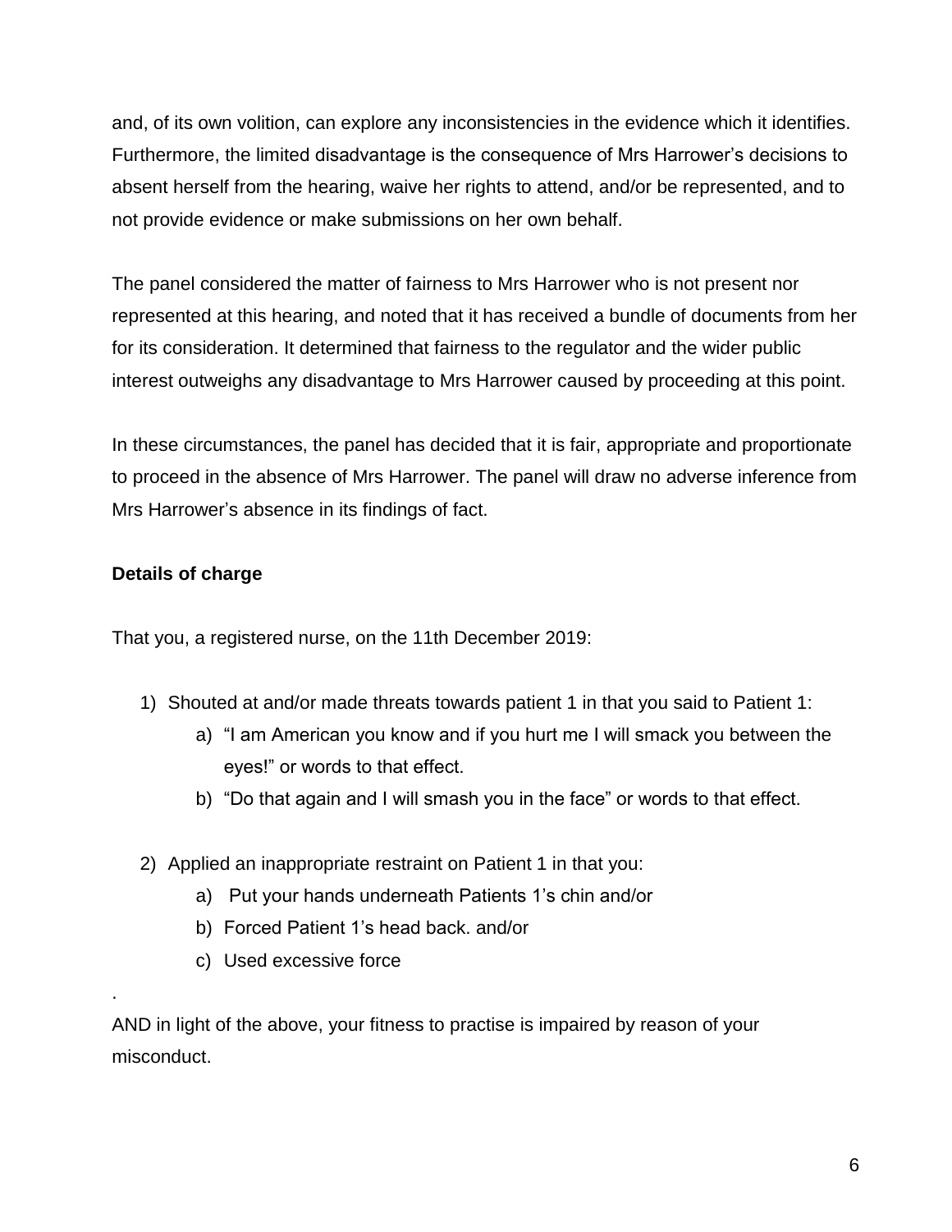and, of its own volition, can explore any inconsistencies in the evidence which it identifies. Furthermore, the limited disadvantage is the consequence of Mrs Harrower's decisions to absent herself from the hearing, waive her rights to attend, and/or be represented, and to not provide evidence or make submissions on her own behalf.

The panel considered the matter of fairness to Mrs Harrower who is not present nor represented at this hearing, and noted that it has received a bundle of documents from her for its consideration. It determined that fairness to the regulator and the wider public interest outweighs any disadvantage to Mrs Harrower caused by proceeding at this point.

In these circumstances, the panel has decided that it is fair, appropriate and proportionate to proceed in the absence of Mrs Harrower. The panel will draw no adverse inference from Mrs Harrower's absence in its findings of fact.

**Details of charge**

That you, a registered nurse, on the 11th December 2019:

1) Shouted at and/or made threats towards patient 1 in that you said to Patient 1:
    a) "I am American you know and if you hurt me I will smack you between the eyes!" or words to that effect.
    b) "Do that again and I will smash you in the face" or words to that effect.

2) Applied an inappropriate restraint on Patient 1 in that you:
    a) Put your hands underneath Patients 1's chin and/or
    b) Forced Patient 1's head back. and/or
    c) Used excessive force

.

AND in light of the above, your fitness to practise is impaired by reason of your misconduct.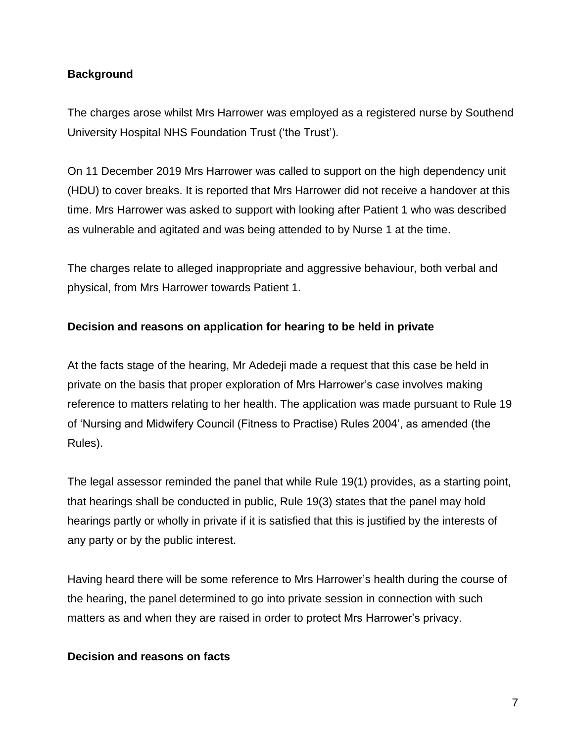**Background**

The charges arose whilst Mrs Harrower was employed as a registered nurse by Southend University Hospital NHS Foundation Trust ('the Trust').

On 11 December 2019 Mrs Harrower was called to support on the high dependency unit (HDU) to cover breaks. It is reported that Mrs Harrower did not receive a handover at this time. Mrs Harrower was asked to support with looking after Patient 1 who was described as vulnerable and agitated and was being attended to by Nurse 1 at the time.

The charges relate to alleged inappropriate and aggressive behaviour, both verbal and physical, from Mrs Harrower towards Patient 1.

**Decision and reasons on application for hearing to be held in private**

At the facts stage of the hearing, Mr Adedeji made a request that this case be held in private on the basis that proper exploration of Mrs Harrower's case involves making reference to matters relating to her health. The application was made pursuant to Rule 19 of 'Nursing and Midwifery Council (Fitness to Practise) Rules 2004', as amended (the Rules).

The legal assessor reminded the panel that while Rule 19(1) provides, as a starting point, that hearings shall be conducted in public, Rule 19(3) states that the panel may hold hearings partly or wholly in private if it is satisfied that this is justified by the interests of any party or by the public interest.

Having heard there will be some reference to Mrs Harrower's health during the course of the hearing, the panel determined to go into private session in connection with such matters as and when they are raised in order to protect Mrs Harrower's privacy.

**Decision and reasons on facts**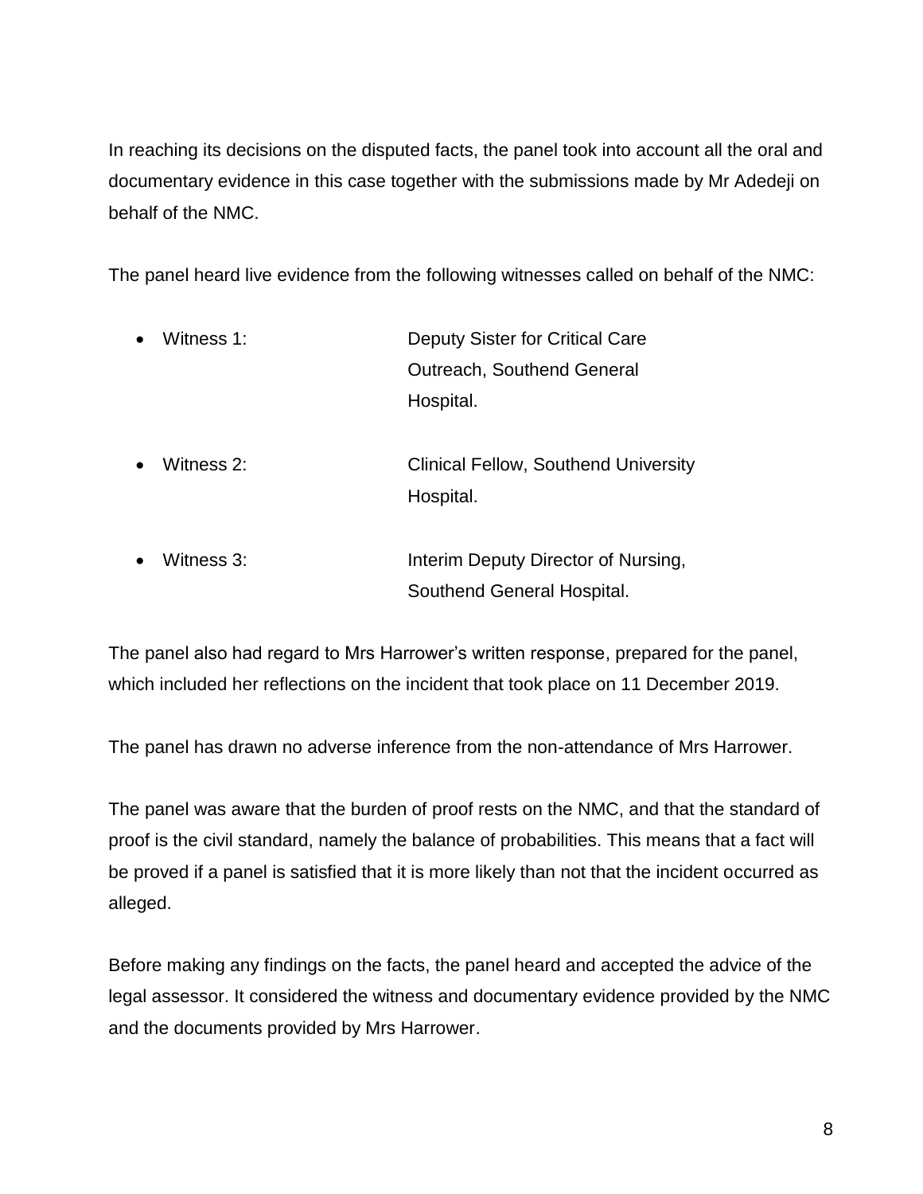In reaching its decisions on the disputed facts, the panel took into account all the oral and documentary evidence in this case together with the submissions made by Mr Adedeji on behalf of the NMC.

The panel heard live evidence from the following witnesses called on behalf of the NMC:

- Witness 1: Deputy Sister for Critical Care Outreach, Southend General Hospital.
- Witness 2: Clinical Fellow, Southend University Hospital.
- Witness 3: Interim Deputy Director of Nursing, Southend General Hospital.

The panel also had regard to Mrs Harrower's written response, prepared for the panel, which included her reflections on the incident that took place on 11 December 2019.

The panel has drawn no adverse inference from the non-attendance of Mrs Harrower.

The panel was aware that the burden of proof rests on the NMC, and that the standard of proof is the civil standard, namely the balance of probabilities. This means that a fact will be proved if a panel is satisfied that it is more likely than not that the incident occurred as alleged.

Before making any findings on the facts, the panel heard and accepted the advice of the legal assessor. It considered the witness and documentary evidence provided by the NMC and the documents provided by Mrs Harrower.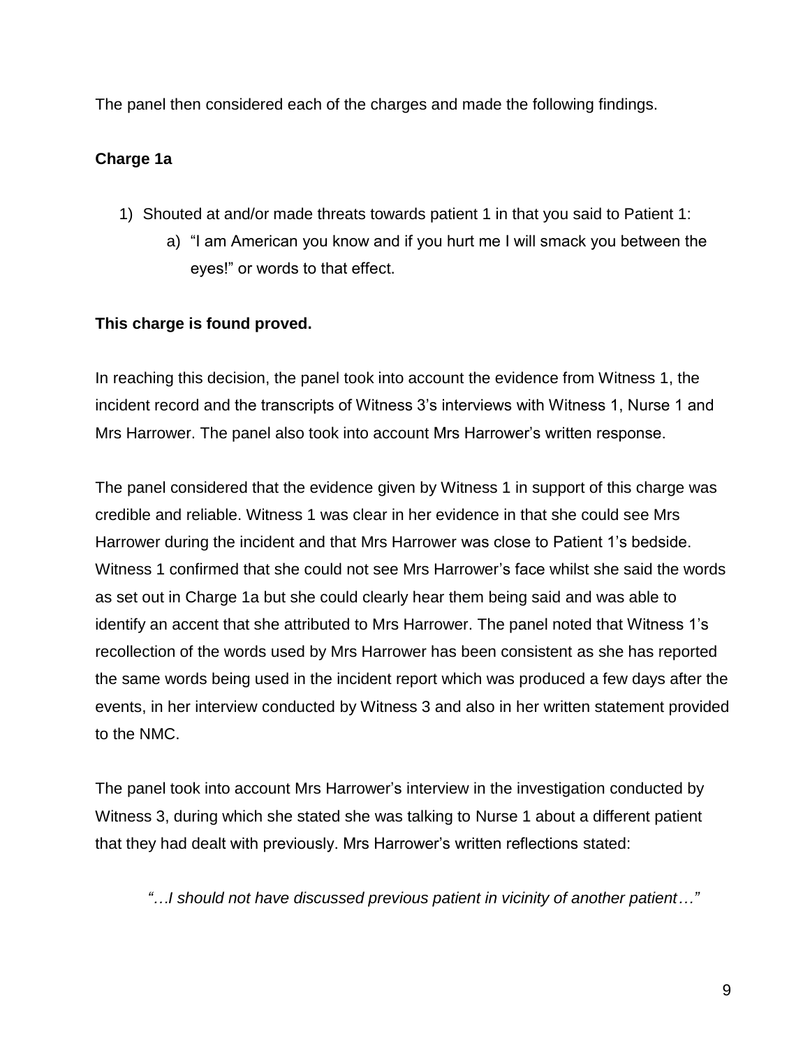The panel then considered each of the charges and made the following findings.

**Charge 1a**

1) Shouted at and/or made threats towards patient 1 in that you said to Patient 1:
   a) "I am American you know and if you hurt me I will smack you between the eyes!" or words to that effect.

**This charge is found proved.**

In reaching this decision, the panel took into account the evidence from Witness 1, the incident record and the transcripts of Witness 3's interviews with Witness 1, Nurse 1 and Mrs Harrower. The panel also took into account Mrs Harrower's written response.

The panel considered that the evidence given by Witness 1 in support of this charge was credible and reliable. Witness 1 was clear in her evidence in that she could see Mrs Harrower during the incident and that Mrs Harrower was close to Patient 1's bedside. Witness 1 confirmed that she could not see Mrs Harrower's face whilst she said the words as set out in Charge 1a but she could clearly hear them being said and was able to identify an accent that she attributed to Mrs Harrower. The panel noted that Witness 1's recollection of the words used by Mrs Harrower has been consistent as she has reported the same words being used in the incident report which was produced a few days after the events, in her interview conducted by Witness 3 and also in her written statement provided to the NMC.

The panel took into account Mrs Harrower's interview in the investigation conducted by Witness 3, during which she stated she was talking to Nurse 1 about a different patient that they had dealt with previously. Mrs Harrower's written reflections stated:

> *"…I should not have discussed previous patient in vicinity of another patient…"*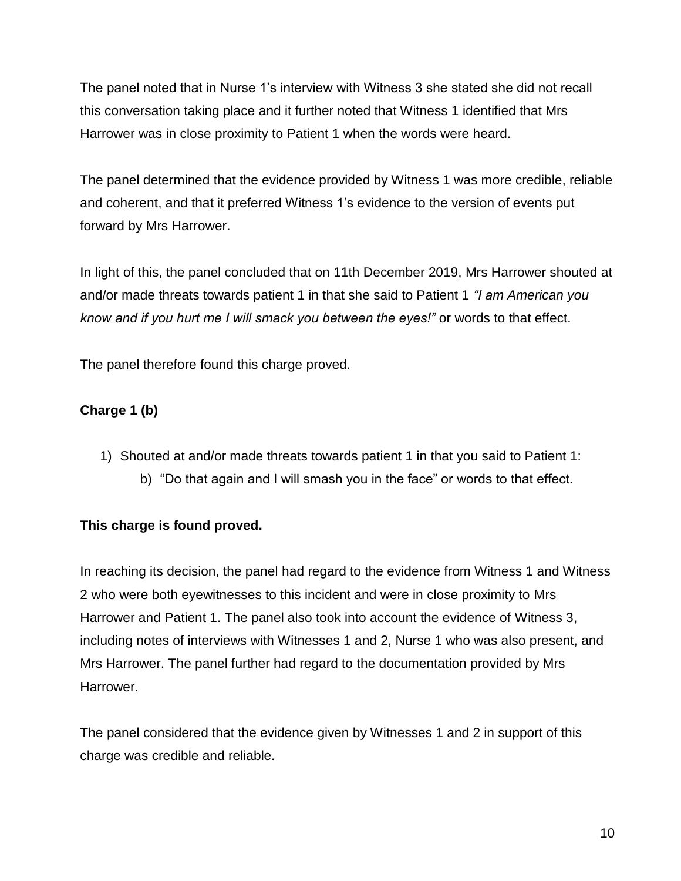The panel noted that in Nurse 1’s interview with Witness 3 she stated she did not recall this conversation taking place and it further noted that Witness 1 identified that Mrs Harrower was in close proximity to Patient 1 when the words were heard.

The panel determined that the evidence provided by Witness 1 was more credible, reliable and coherent, and that it preferred Witness 1’s evidence to the version of events put forward by Mrs Harrower.

In light of this, the panel concluded that on 11th December 2019, Mrs Harrower shouted at and/or made threats towards patient 1 in that she said to Patient 1 *“I am American you know and if you hurt me I will smack you between the eyes!”* or words to that effect.

The panel therefore found this charge proved.

**Charge 1 (b)**

1) Shouted at and/or made threats towards patient 1 in that you said to Patient 1:
    b) “Do that again and I will smash you in the face” or words to that effect.

**This charge is found proved.**

In reaching its decision, the panel had regard to the evidence from Witness 1 and Witness 2 who were both eyewitnesses to this incident and were in close proximity to Mrs Harrower and Patient 1. The panel also took into account the evidence of Witness 3, including notes of interviews with Witnesses 1 and 2, Nurse 1 who was also present, and Mrs Harrower. The panel further had regard to the documentation provided by Mrs Harrower.

The panel considered that the evidence given by Witnesses 1 and 2 in support of this charge was credible and reliable.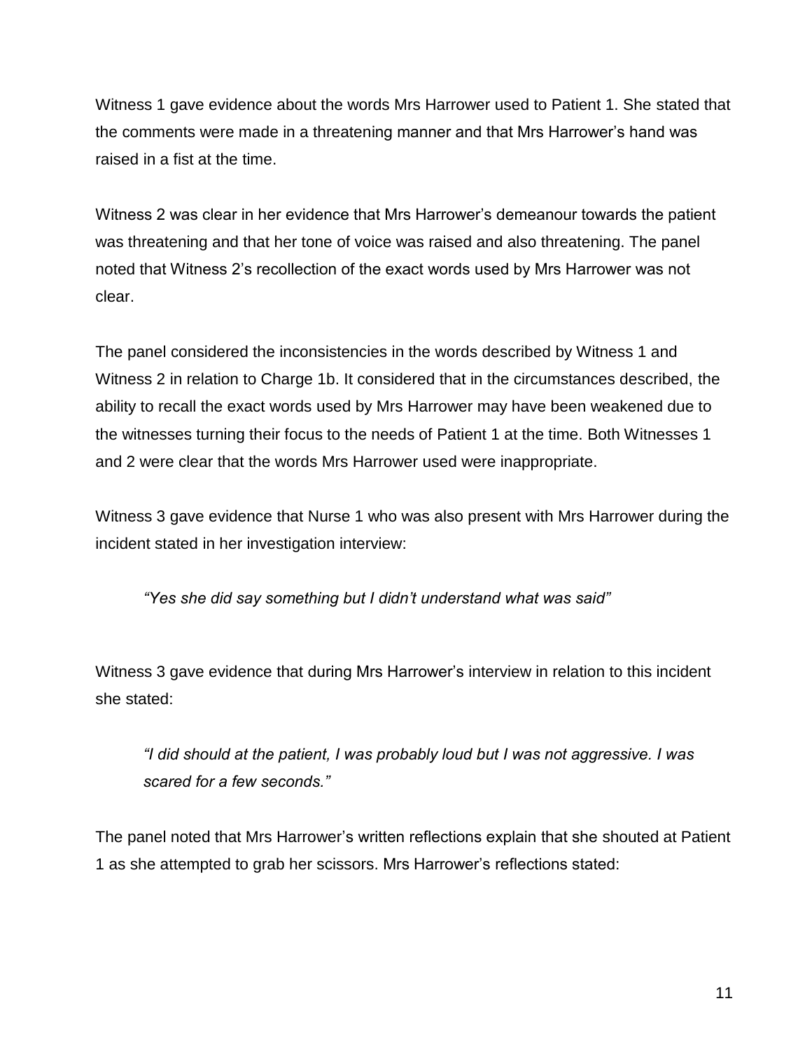Witness 1 gave evidence about the words Mrs Harrower used to Patient 1. She stated that the comments were made in a threatening manner and that Mrs Harrower's hand was raised in a fist at the time.

Witness 2 was clear in her evidence that Mrs Harrower's demeanour towards the patient was threatening and that her tone of voice was raised and also threatening. The panel noted that Witness 2's recollection of the exact words used by Mrs Harrower was not clear.

The panel considered the inconsistencies in the words described by Witness 1 and Witness 2 in relation to Charge 1b. It considered that in the circumstances described, the ability to recall the exact words used by Mrs Harrower may have been weakened due to the witnesses turning their focus to the needs of Patient 1 at the time. Both Witnesses 1 and 2 were clear that the words Mrs Harrower used were inappropriate.

Witness 3 gave evidence that Nurse 1 who was also present with Mrs Harrower during the incident stated in her investigation interview:

> *"Yes she did say something but I didn't understand what was said"*

Witness 3 gave evidence that during Mrs Harrower's interview in relation to this incident she stated:

> *"I did should at the patient, I was probably loud but I was not aggressive. I was scared for a few seconds."*

The panel noted that Mrs Harrower's written reflections explain that she shouted at Patient 1 as she attempted to grab her scissors. Mrs Harrower's reflections stated: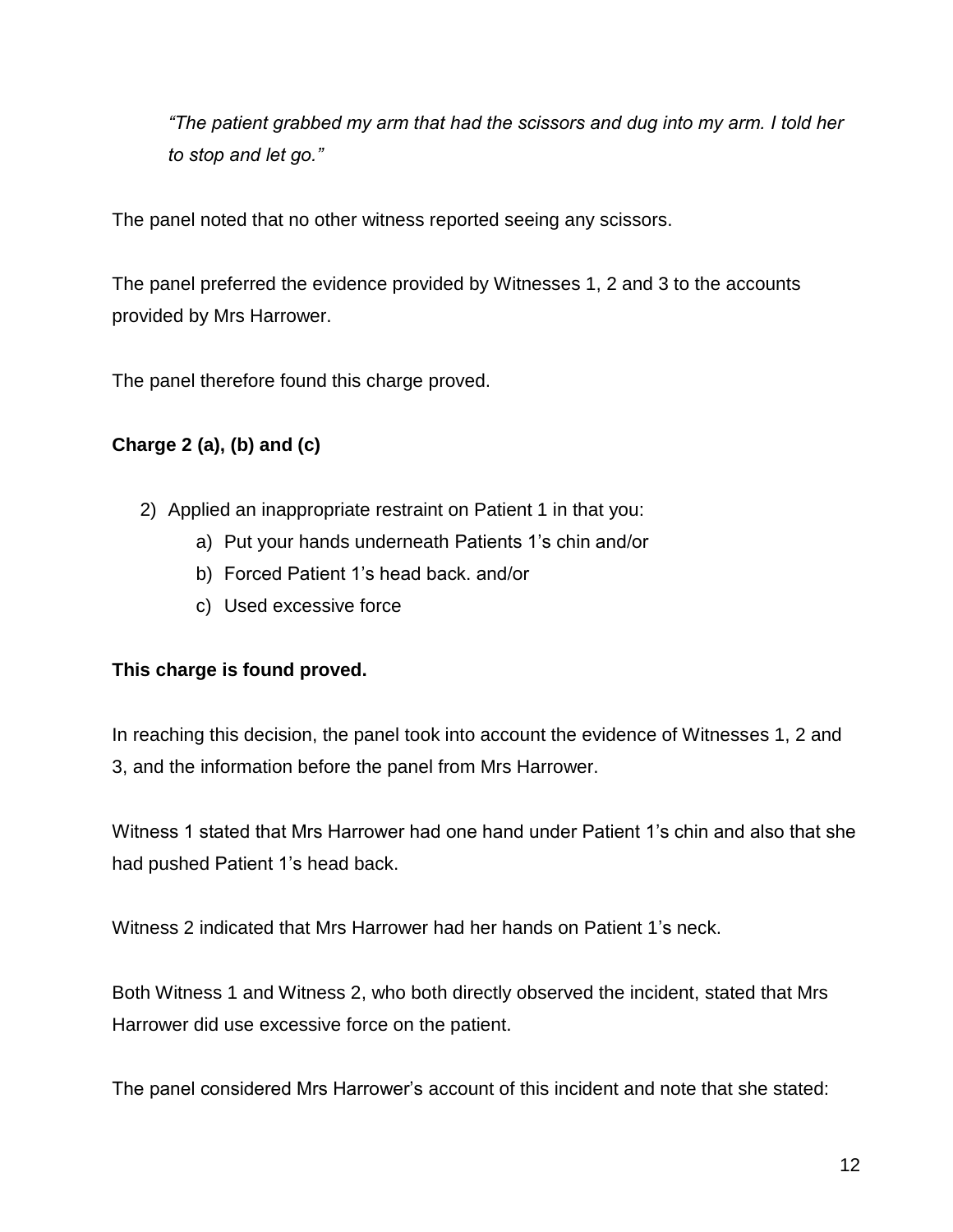*"The patient grabbed my arm that had the scissors and dug into my arm. I told her to stop and let go."*

The panel noted that no other witness reported seeing any scissors.

The panel preferred the evidence provided by Witnesses 1, 2 and 3 to the accounts provided by Mrs Harrower.

The panel therefore found this charge proved.

**Charge 2 (a), (b) and (c)**

2) Applied an inappropriate restraint on Patient 1 in that you:
   a) Put your hands underneath Patients 1's chin and/or
   b) Forced Patient 1's head back. and/or
   c) Used excessive force

**This charge is found proved.**

In reaching this decision, the panel took into account the evidence of Witnesses 1, 2 and 3, and the information before the panel from Mrs Harrower.

Witness 1 stated that Mrs Harrower had one hand under Patient 1's chin and also that she had pushed Patient 1's head back.

Witness 2 indicated that Mrs Harrower had her hands on Patient 1's neck.

Both Witness 1 and Witness 2, who both directly observed the incident, stated that Mrs Harrower did use excessive force on the patient.

The panel considered Mrs Harrower's account of this incident and note that she stated: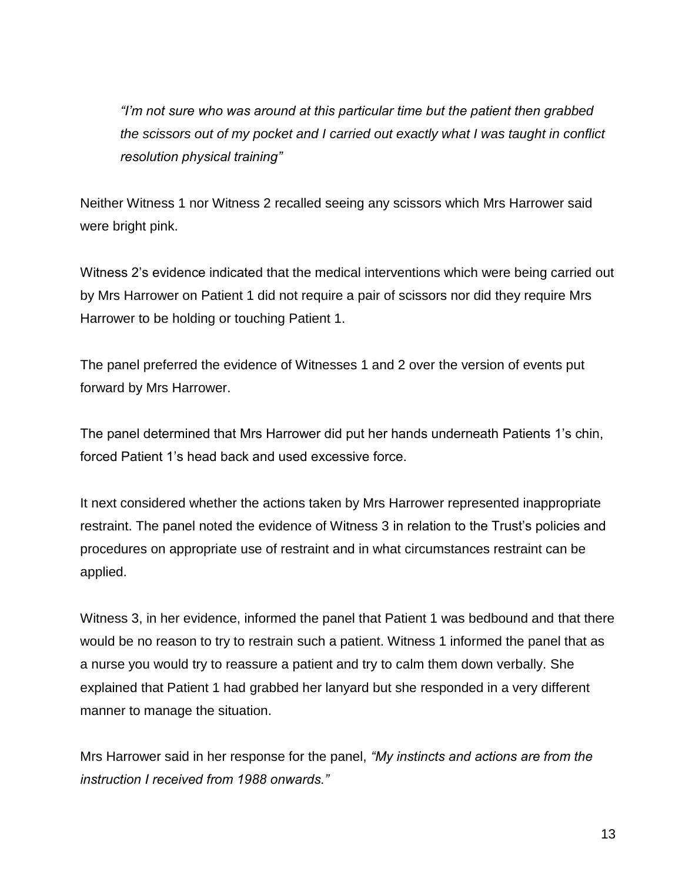> *"I'm not sure who was around at this particular time but the patient then grabbed the scissors out of my pocket and I carried out exactly what I was taught in conflict resolution physical training"*

Neither Witness 1 nor Witness 2 recalled seeing any scissors which Mrs Harrower said were bright pink.

Witness 2's evidence indicated that the medical interventions which were being carried out by Mrs Harrower on Patient 1 did not require a pair of scissors nor did they require Mrs Harrower to be holding or touching Patient 1.

The panel preferred the evidence of Witnesses 1 and 2 over the version of events put forward by Mrs Harrower.

The panel determined that Mrs Harrower did put her hands underneath Patients 1's chin, forced Patient 1's head back and used excessive force.

It next considered whether the actions taken by Mrs Harrower represented inappropriate restraint. The panel noted the evidence of Witness 3 in relation to the Trust's policies and procedures on appropriate use of restraint and in what circumstances restraint can be applied.

Witness 3, in her evidence, informed the panel that Patient 1 was bedbound and that there would be no reason to try to restrain such a patient. Witness 1 informed the panel that as a nurse you would try to reassure a patient and try to calm them down verbally. She explained that Patient 1 had grabbed her lanyard but she responded in a very different manner to manage the situation.

Mrs Harrower said in her response for the panel, *"My instincts and actions are from the instruction I received from 1988 onwards."*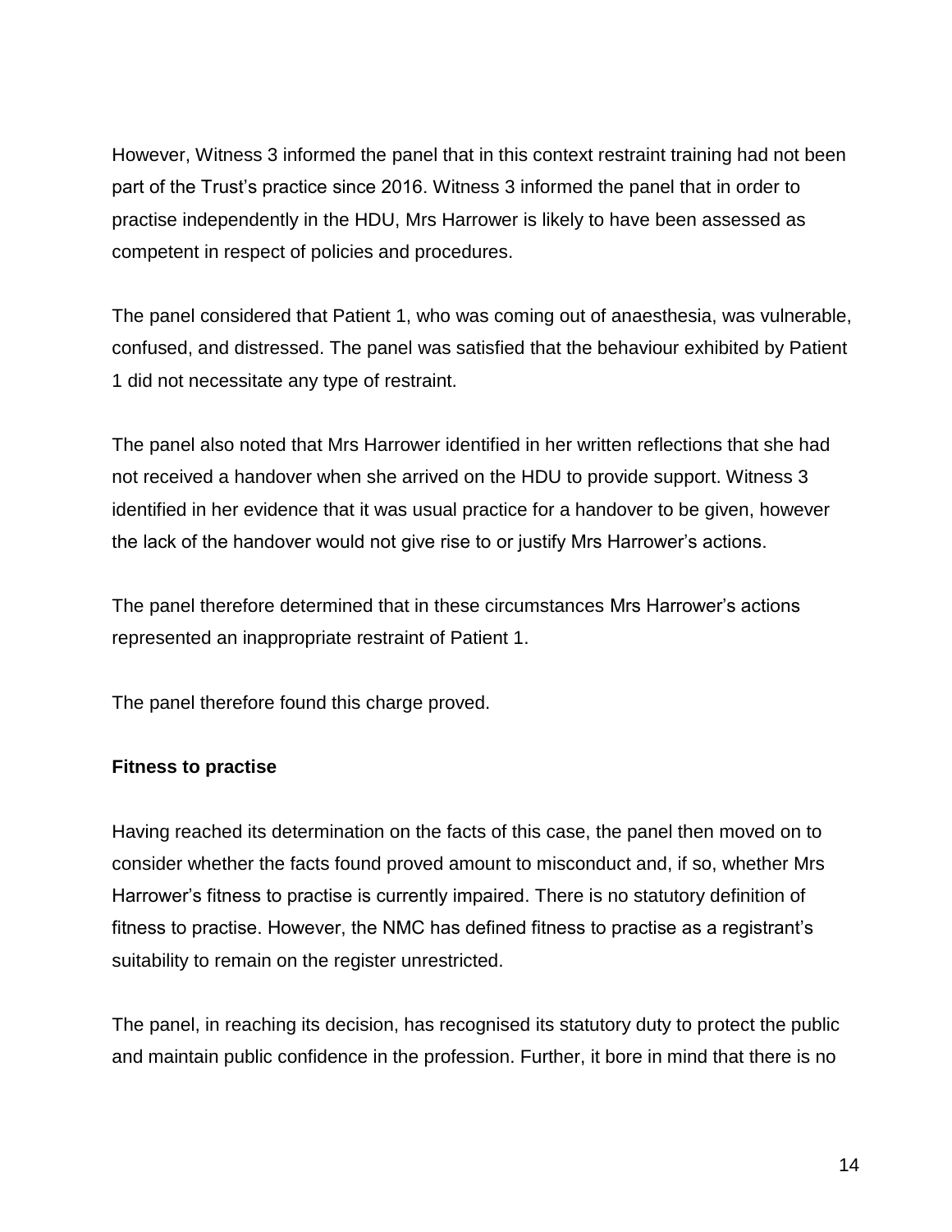However, Witness 3 informed the panel that in this context restraint training had not been part of the Trust’s practice since 2016. Witness 3 informed the panel that in order to practise independently in the HDU, Mrs Harrower is likely to have been assessed as competent in respect of policies and procedures.

The panel considered that Patient 1, who was coming out of anaesthesia, was vulnerable, confused, and distressed. The panel was satisfied that the behaviour exhibited by Patient 1 did not necessitate any type of restraint.

The panel also noted that Mrs Harrower identified in her written reflections that she had not received a handover when she arrived on the HDU to provide support. Witness 3 identified in her evidence that it was usual practice for a handover to be given, however the lack of the handover would not give rise to or justify Mrs Harrower’s actions.

The panel therefore determined that in these circumstances Mrs Harrower’s actions represented an inappropriate restraint of Patient 1.

The panel therefore found this charge proved.

**Fitness to practise**

Having reached its determination on the facts of this case, the panel then moved on to consider whether the facts found proved amount to misconduct and, if so, whether Mrs Harrower’s fitness to practise is currently impaired. There is no statutory definition of fitness to practise. However, the NMC has defined fitness to practise as a registrant’s suitability to remain on the register unrestricted.

The panel, in reaching its decision, has recognised its statutory duty to protect the public and maintain public confidence in the profession. Further, it bore in mind that there is no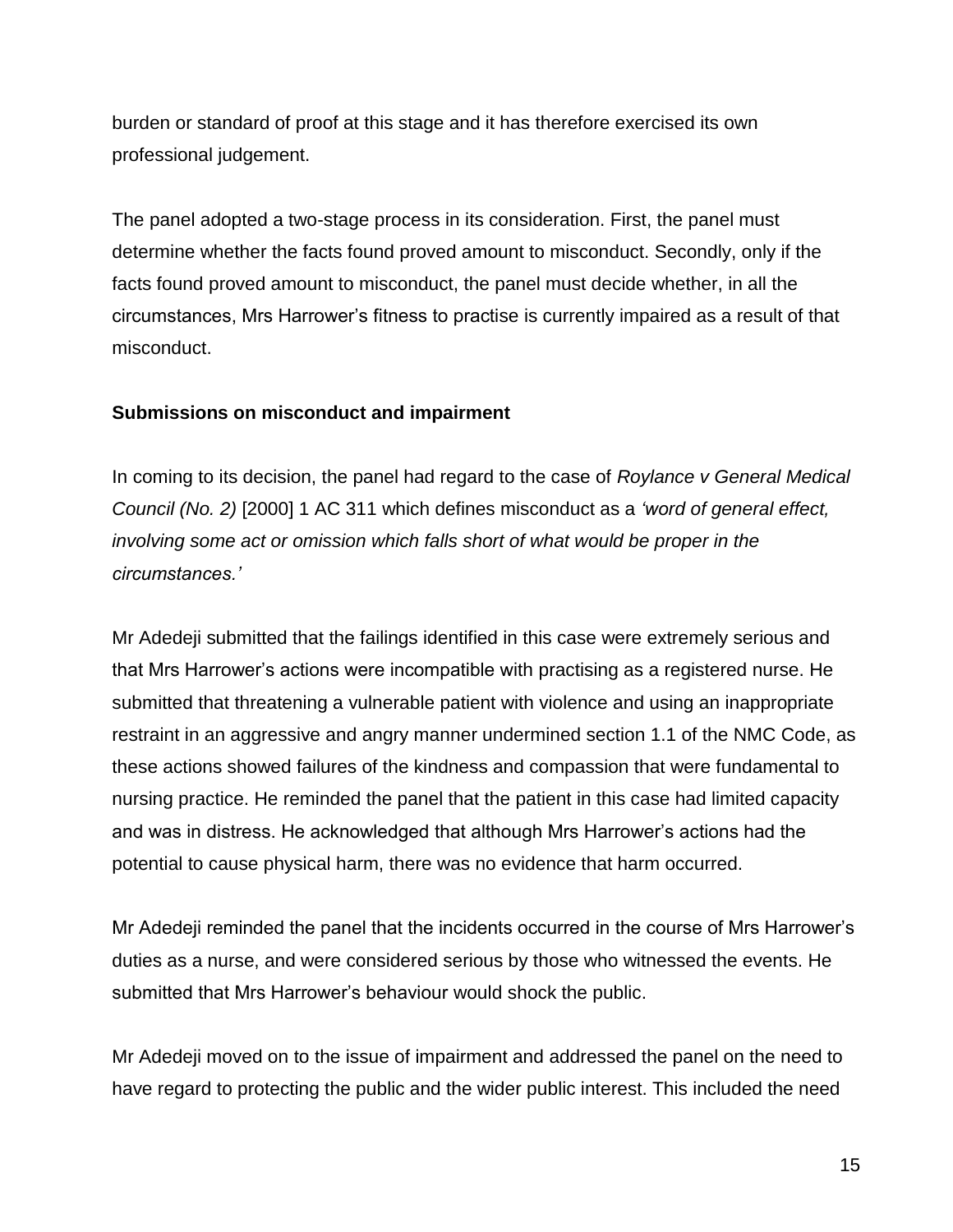burden or standard of proof at this stage and it has therefore exercised its own professional judgement.

The panel adopted a two-stage process in its consideration. First, the panel must determine whether the facts found proved amount to misconduct. Secondly, only if the facts found proved amount to misconduct, the panel must decide whether, in all the circumstances, Mrs Harrower's fitness to practise is currently impaired as a result of that misconduct.

**Submissions on misconduct and impairment**

In coming to its decision, the panel had regard to the case of *Roylance v General Medical Council (No. 2)* [2000] 1 AC 311 which defines misconduct as a *'word of general effect, involving some act or omission which falls short of what would be proper in the circumstances.'*

Mr Adedeji submitted that the failings identified in this case were extremely serious and that Mrs Harrower's actions were incompatible with practising as a registered nurse. He submitted that threatening a vulnerable patient with violence and using an inappropriate restraint in an aggressive and angry manner undermined section 1.1 of the NMC Code, as these actions showed failures of the kindness and compassion that were fundamental to nursing practice. He reminded the panel that the patient in this case had limited capacity and was in distress. He acknowledged that although Mrs Harrower's actions had the potential to cause physical harm, there was no evidence that harm occurred.

Mr Adedeji reminded the panel that the incidents occurred in the course of Mrs Harrower's duties as a nurse, and were considered serious by those who witnessed the events. He submitted that Mrs Harrower's behaviour would shock the public.

Mr Adedeji moved on to the issue of impairment and addressed the panel on the need to have regard to protecting the public and the wider public interest. This included the need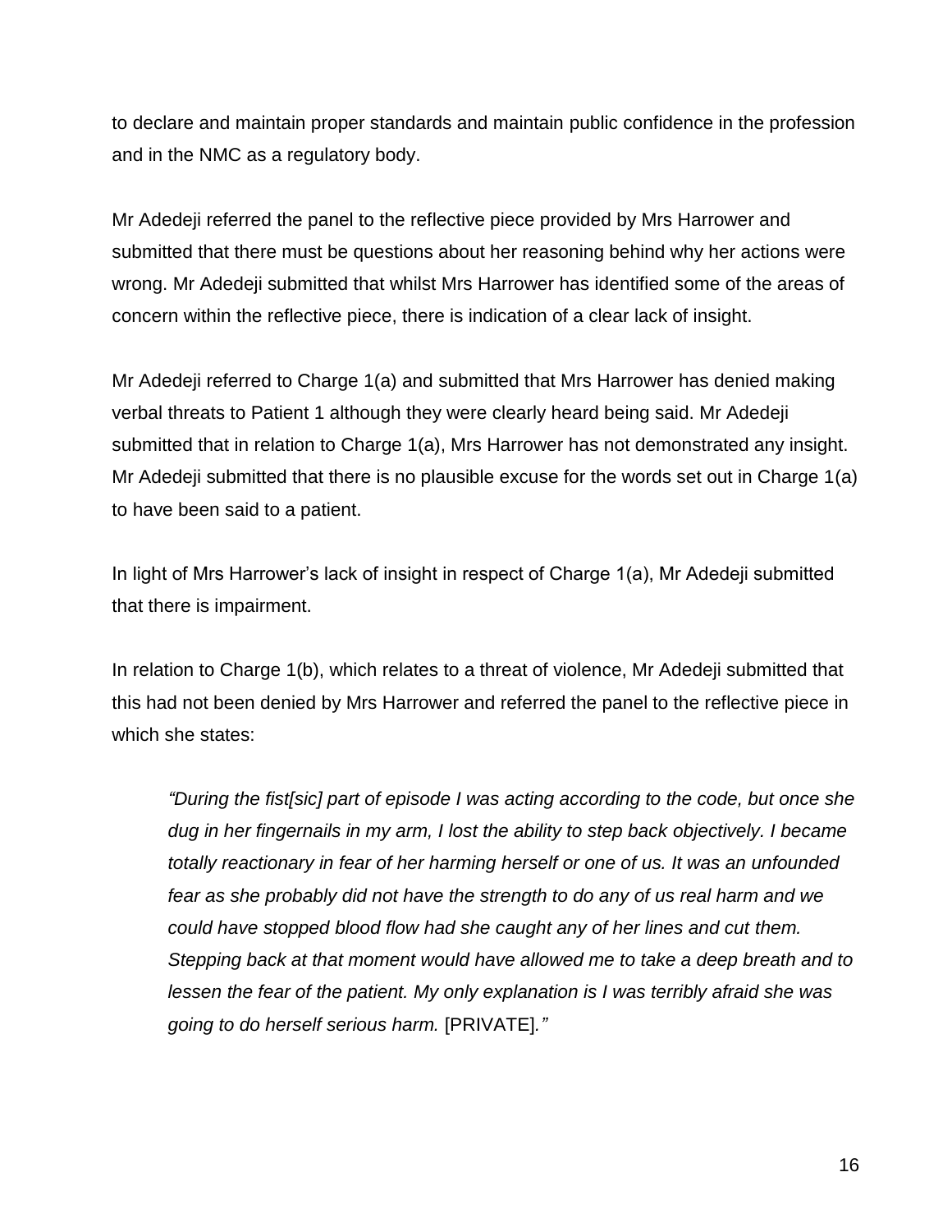to declare and maintain proper standards and maintain public confidence in the profession and in the NMC as a regulatory body.

Mr Adedeji referred the panel to the reflective piece provided by Mrs Harrower and submitted that there must be questions about her reasoning behind why her actions were wrong. Mr Adedeji submitted that whilst Mrs Harrower has identified some of the areas of concern within the reflective piece, there is indication of a clear lack of insight.

Mr Adedeji referred to Charge 1(a) and submitted that Mrs Harrower has denied making verbal threats to Patient 1 although they were clearly heard being said. Mr Adedeji submitted that in relation to Charge 1(a), Mrs Harrower has not demonstrated any insight. Mr Adedeji submitted that there is no plausible excuse for the words set out in Charge 1(a) to have been said to a patient.

In light of Mrs Harrower's lack of insight in respect of Charge 1(a), Mr Adedeji submitted that there is impairment.

In relation to Charge 1(b), which relates to a threat of violence, Mr Adedeji submitted that this had not been denied by Mrs Harrower and referred the panel to the reflective piece in which she states:

> *"During the fist[sic] part of episode I was acting according to the code, but once she dug in her fingernails in my arm, I lost the ability to step back objectively. I became totally reactionary in fear of her harming herself or one of us. It was an unfounded fear as she probably did not have the strength to do any of us real harm and we could have stopped blood flow had she caught any of her lines and cut them. Stepping back at that moment would have allowed me to take a deep breath and to lessen the fear of the patient. My only explanation is I was terribly afraid she was going to do herself serious harm.* [PRIVATE]*."*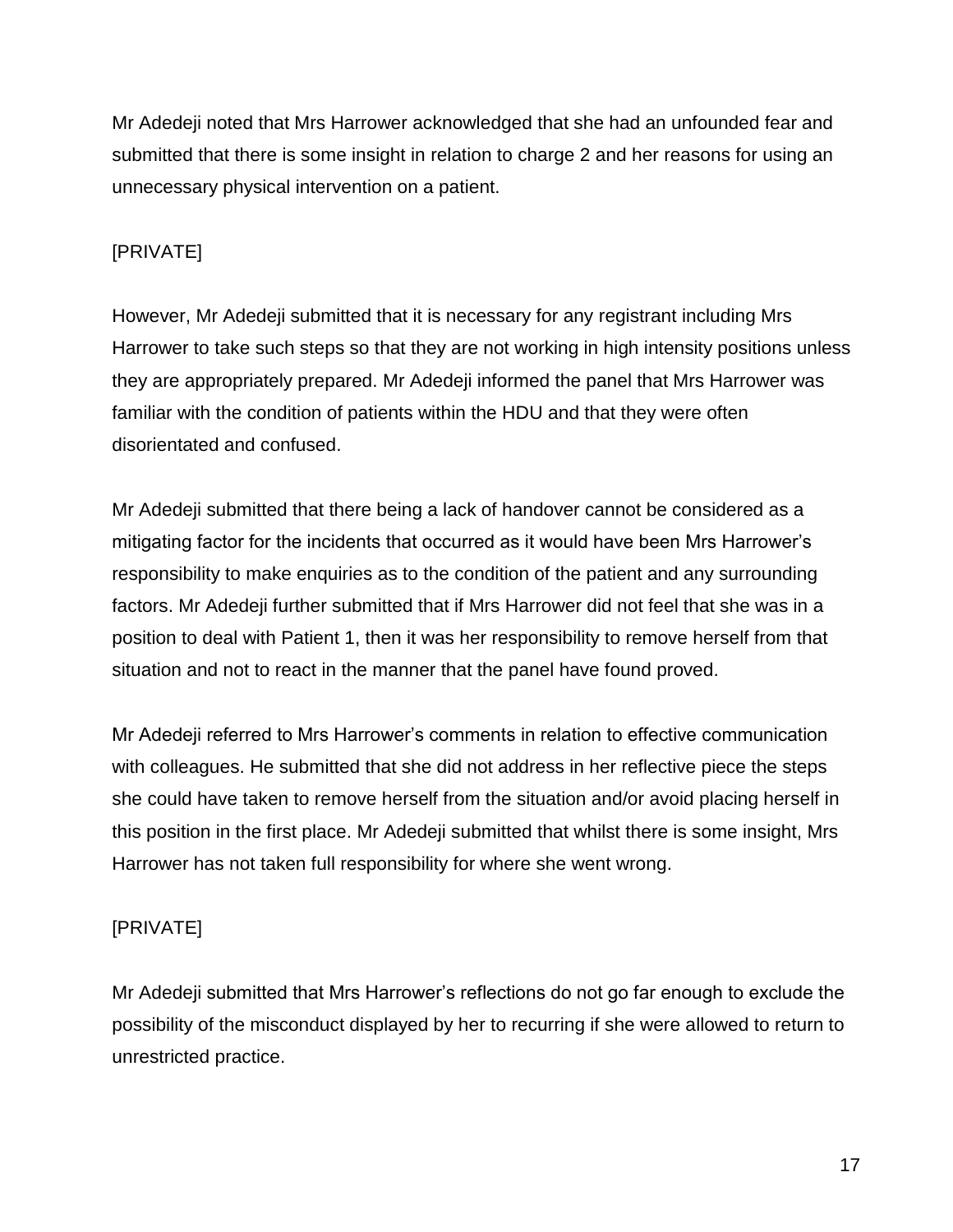Mr Adedeji noted that Mrs Harrower acknowledged that she had an unfounded fear and submitted that there is some insight in relation to charge 2 and her reasons for using an unnecessary physical intervention on a patient.

[PRIVATE]

However, Mr Adedeji submitted that it is necessary for any registrant including Mrs Harrower to take such steps so that they are not working in high intensity positions unless they are appropriately prepared. Mr Adedeji informed the panel that Mrs Harrower was familiar with the condition of patients within the HDU and that they were often disorientated and confused.

Mr Adedeji submitted that there being a lack of handover cannot be considered as a mitigating factor for the incidents that occurred as it would have been Mrs Harrower's responsibility to make enquiries as to the condition of the patient and any surrounding factors. Mr Adedeji further submitted that if Mrs Harrower did not feel that she was in a position to deal with Patient 1, then it was her responsibility to remove herself from that situation and not to react in the manner that the panel have found proved.

Mr Adedeji referred to Mrs Harrower's comments in relation to effective communication with colleagues. He submitted that she did not address in her reflective piece the steps she could have taken to remove herself from the situation and/or avoid placing herself in this position in the first place. Mr Adedeji submitted that whilst there is some insight, Mrs Harrower has not taken full responsibility for where she went wrong.

[PRIVATE]

Mr Adedeji submitted that Mrs Harrower's reflections do not go far enough to exclude the possibility of the misconduct displayed by her to recurring if she were allowed to return to unrestricted practice.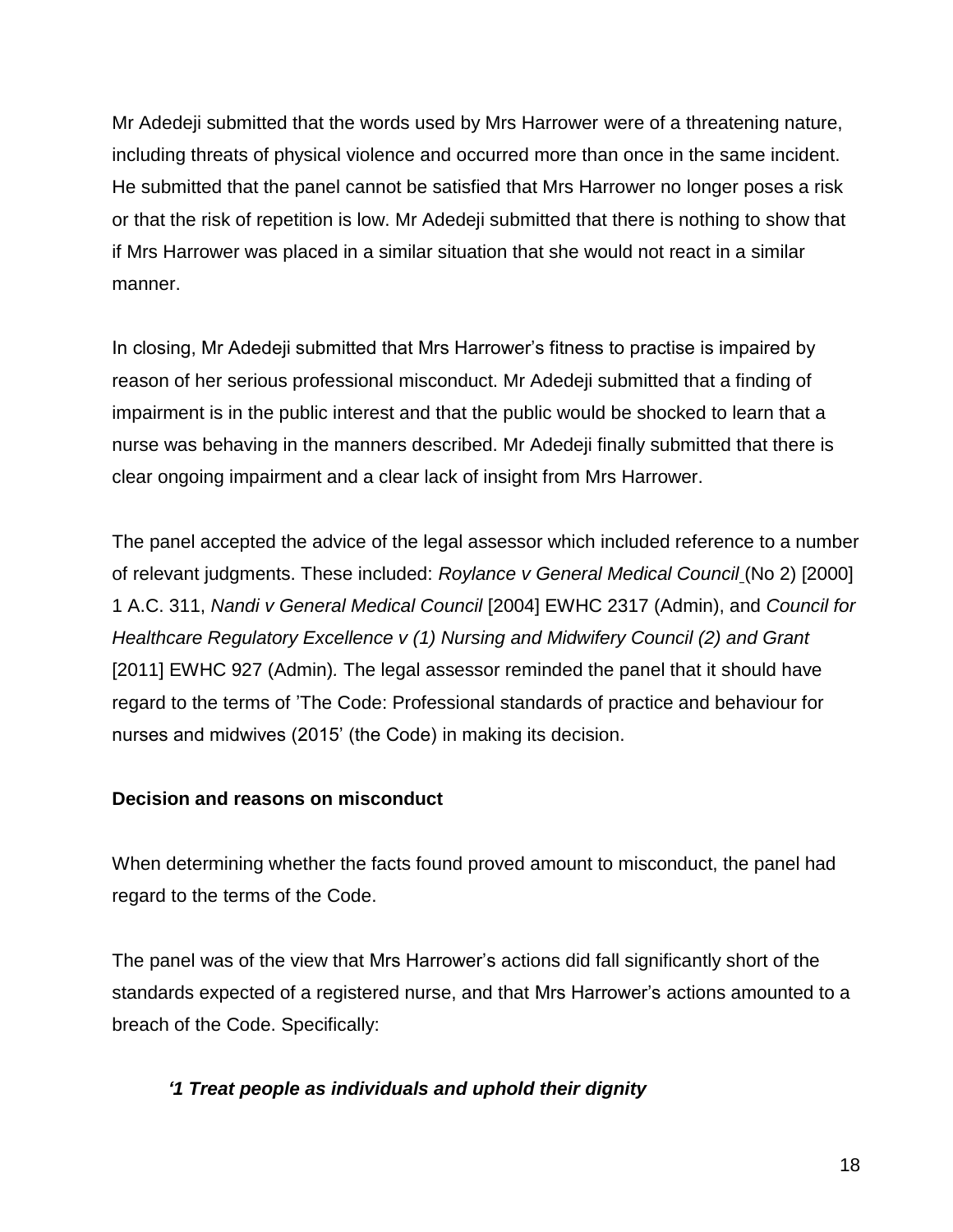Mr Adedeji submitted that the words used by Mrs Harrower were of a threatening nature, including threats of physical violence and occurred more than once in the same incident. He submitted that the panel cannot be satisfied that Mrs Harrower no longer poses a risk or that the risk of repetition is low. Mr Adedeji submitted that there is nothing to show that if Mrs Harrower was placed in a similar situation that she would not react in a similar manner.

In closing, Mr Adedeji submitted that Mrs Harrower's fitness to practise is impaired by reason of her serious professional misconduct. Mr Adedeji submitted that a finding of impairment is in the public interest and that the public would be shocked to learn that a nurse was behaving in the manners described. Mr Adedeji finally submitted that there is clear ongoing impairment and a clear lack of insight from Mrs Harrower.

The panel accepted the advice of the legal assessor which included reference to a number of relevant judgments. These included: *Roylance v General Medical Council* (No 2) [2000] 1 A.C. 311, *Nandi v General Medical Council* [2004] EWHC 2317 (Admin), and *Council for Healthcare Regulatory Excellence v (1) Nursing and Midwifery Council (2) and Grant* [2011] EWHC 927 (Admin). The legal assessor reminded the panel that it should have regard to the terms of 'The Code: Professional standards of practice and behaviour for nurses and midwives (2015' (the Code) in making its decision.

**Decision and reasons on misconduct**

When determining whether the facts found proved amount to misconduct, the panel had regard to the terms of the Code.

The panel was of the view that Mrs Harrower's actions did fall significantly short of the standards expected of a registered nurse, and that Mrs Harrower's actions amounted to a breach of the Code. Specifically:

***'1 Treat people as individuals and uphold their dignity***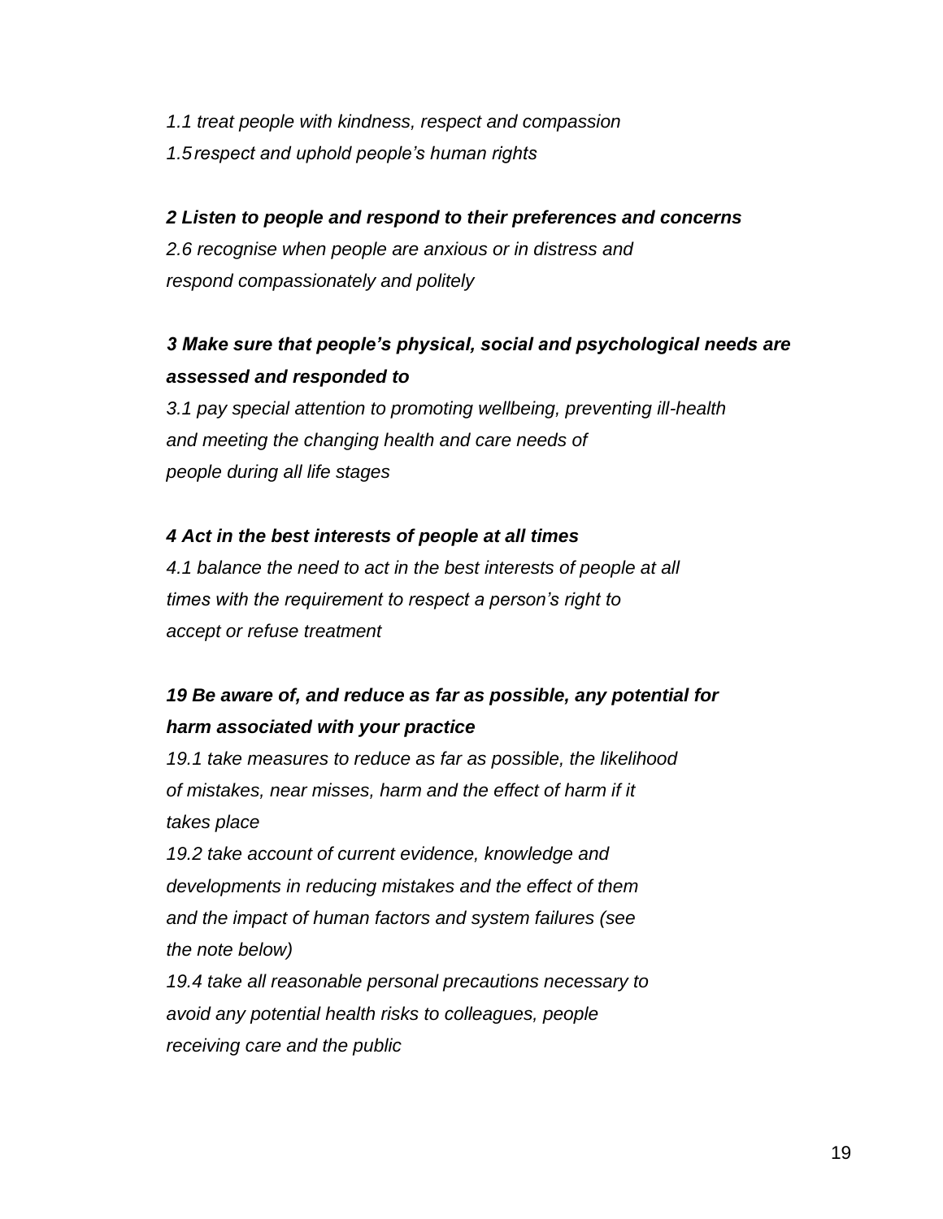*1.1 treat people with kindness, respect and compassion*

*1.5 respect and uphold people's human rights*

***2 Listen to people and respond to their preferences and concerns***

*2.6 recognise when people are anxious or in distress and respond compassionately and politely*

***3 Make sure that people's physical, social and psychological needs are assessed and responded to***

*3.1 pay special attention to promoting wellbeing, preventing ill-health and meeting the changing health and care needs of people during all life stages*

***4 Act in the best interests of people at all times***

*4.1 balance the need to act in the best interests of people at all times with the requirement to respect a person's right to accept or refuse treatment*

***19 Be aware of, and reduce as far as possible, any potential for harm associated with your practice***

*19.1 take measures to reduce as far as possible, the likelihood of mistakes, near misses, harm and the effect of harm if it takes place*

*19.2 take account of current evidence, knowledge and developments in reducing mistakes and the effect of them and the impact of human factors and system failures (see the note below)*

*19.4 take all reasonable personal precautions necessary to avoid any potential health risks to colleagues, people receiving care and the public*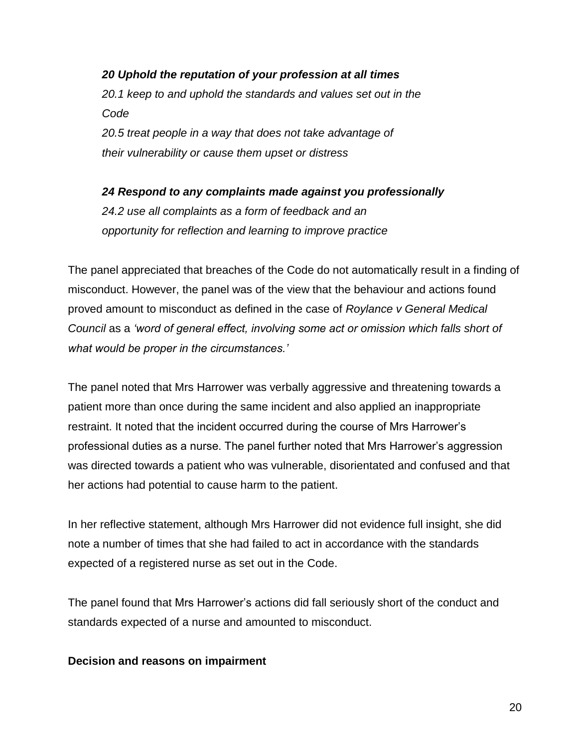***20 Uphold the reputation of your profession at all times***
*20.1 keep to and uphold the standards and values set out in the Code*
*20.5 treat people in a way that does not take advantage of their vulnerability or cause them upset or distress*

***24 Respond to any complaints made against you professionally***
*24.2 use all complaints as a form of feedback and an opportunity for reflection and learning to improve practice*

The panel appreciated that breaches of the Code do not automatically result in a finding of misconduct. However, the panel was of the view that the behaviour and actions found proved amount to misconduct as defined in the case of *Roylance v General Medical Council* as a *'word of general effect, involving some act or omission which falls short of what would be proper in the circumstances.'*

The panel noted that Mrs Harrower was verbally aggressive and threatening towards a patient more than once during the same incident and also applied an inappropriate restraint. It noted that the incident occurred during the course of Mrs Harrower's professional duties as a nurse. The panel further noted that Mrs Harrower's aggression was directed towards a patient who was vulnerable, disorientated and confused and that her actions had potential to cause harm to the patient.

In her reflective statement, although Mrs Harrower did not evidence full insight, she did note a number of times that she had failed to act in accordance with the standards expected of a registered nurse as set out in the Code.

The panel found that Mrs Harrower's actions did fall seriously short of the conduct and standards expected of a nurse and amounted to misconduct.

**Decision and reasons on impairment**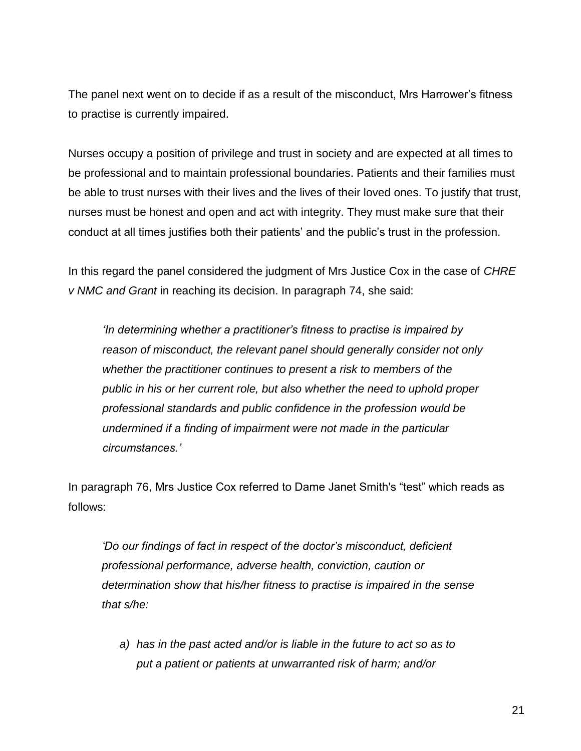The panel next went on to decide if as a result of the misconduct, Mrs Harrower's fitness to practise is currently impaired.

Nurses occupy a position of privilege and trust in society and are expected at all times to be professional and to maintain professional boundaries. Patients and their families must be able to trust nurses with their lives and the lives of their loved ones. To justify that trust, nurses must be honest and open and act with integrity. They must make sure that their conduct at all times justifies both their patients' and the public's trust in the profession.

In this regard the panel considered the judgment of Mrs Justice Cox in the case of *CHRE v NMC and Grant* in reaching its decision. In paragraph 74, she said:

> *'In determining whether a practitioner's fitness to practise is impaired by reason of misconduct, the relevant panel should generally consider not only whether the practitioner continues to present a risk to members of the public in his or her current role, but also whether the need to uphold proper professional standards and public confidence in the profession would be undermined if a finding of impairment were not made in the particular circumstances.'*

In paragraph 76, Mrs Justice Cox referred to Dame Janet Smith's "test" which reads as follows:

> *'Do our findings of fact in respect of the doctor's misconduct, deficient professional performance, adverse health, conviction, caution or determination show that his/her fitness to practise is impaired in the sense that s/he:*
>
> *a) has in the past acted and/or is liable in the future to act so as to put a patient or patients at unwarranted risk of harm; and/or*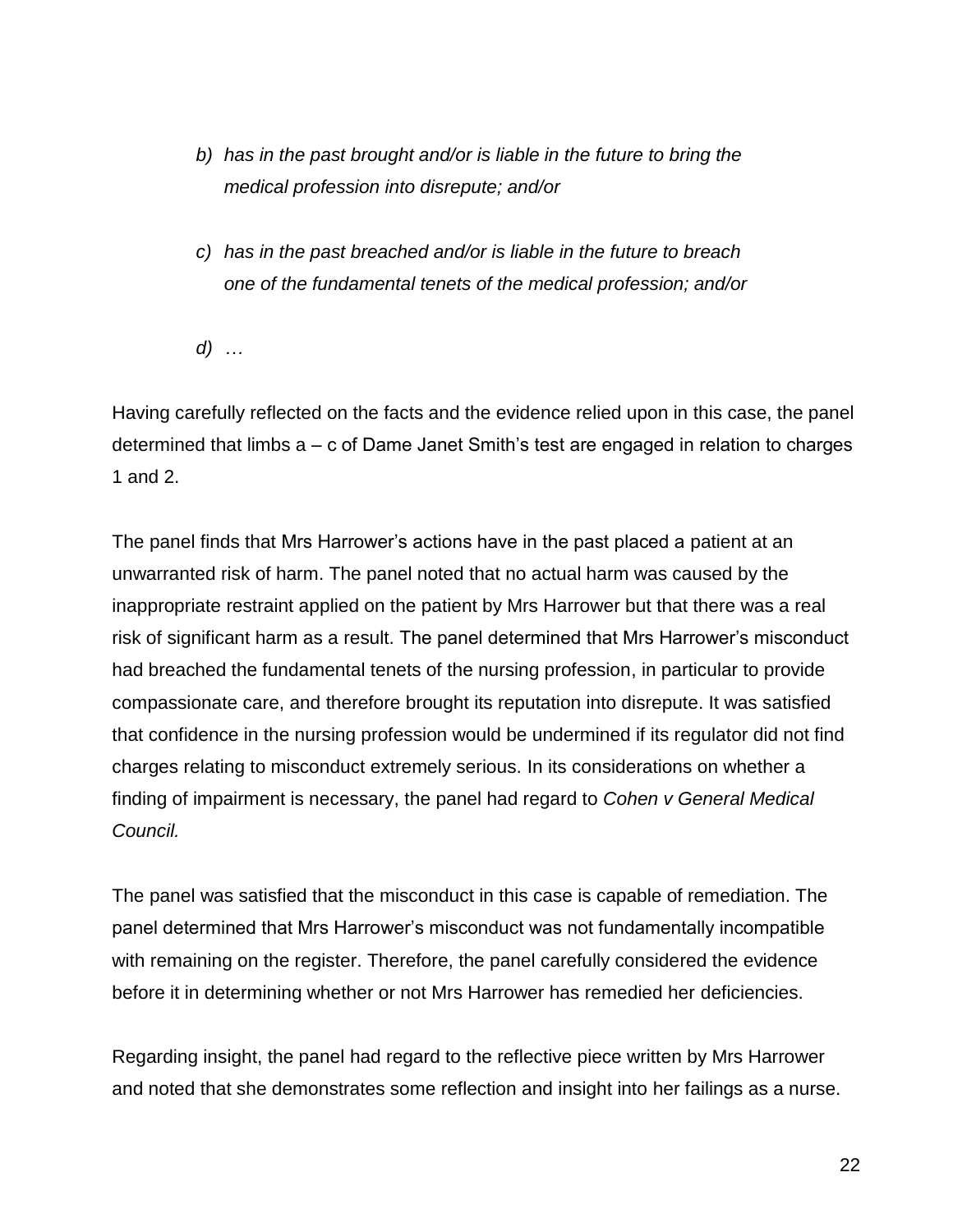> *b) has in the past brought and/or is liable in the future to bring the medical profession into disrepute; and/or*
>
> *c) has in the past breached and/or is liable in the future to breach one of the fundamental tenets of the medical profession; and/or*
>
> *d) …*

Having carefully reflected on the facts and the evidence relied upon in this case, the panel determined that limbs a – c of Dame Janet Smith's test are engaged in relation to charges 1 and 2.

The panel finds that Mrs Harrower's actions have in the past placed a patient at an unwarranted risk of harm. The panel noted that no actual harm was caused by the inappropriate restraint applied on the patient by Mrs Harrower but that there was a real risk of significant harm as a result. The panel determined that Mrs Harrower's misconduct had breached the fundamental tenets of the nursing profession, in particular to provide compassionate care, and therefore brought its reputation into disrepute. It was satisfied that confidence in the nursing profession would be undermined if its regulator did not find charges relating to misconduct extremely serious. In its considerations on whether a finding of impairment is necessary, the panel had regard to *Cohen v General Medical Council.*

The panel was satisfied that the misconduct in this case is capable of remediation. The panel determined that Mrs Harrower's misconduct was not fundamentally incompatible with remaining on the register. Therefore, the panel carefully considered the evidence before it in determining whether or not Mrs Harrower has remedied her deficiencies.

Regarding insight, the panel had regard to the reflective piece written by Mrs Harrower and noted that she demonstrates some reflection and insight into her failings as a nurse.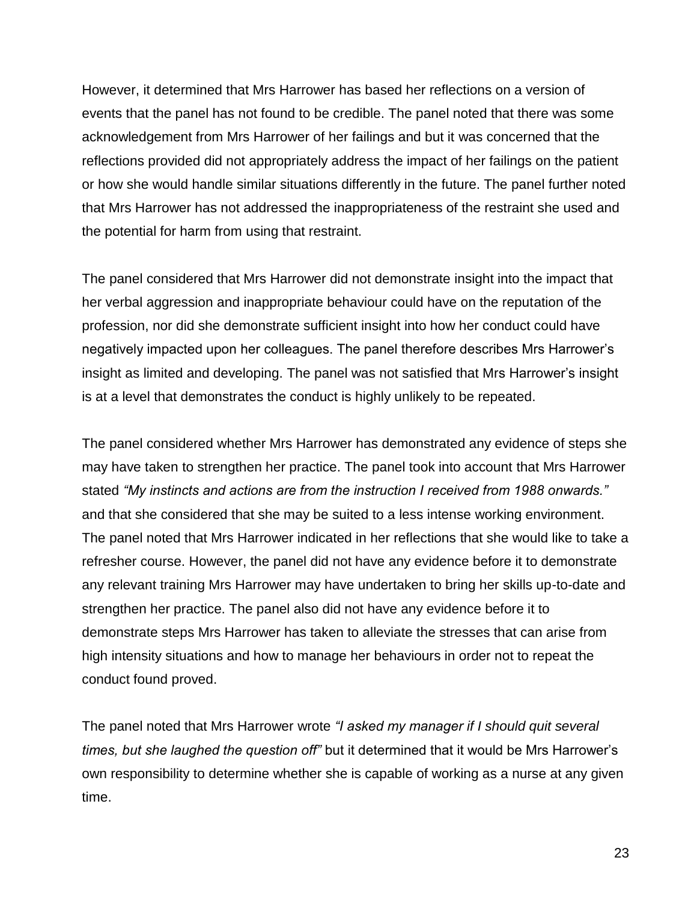However, it determined that Mrs Harrower has based her reflections on a version of events that the panel has not found to be credible. The panel noted that there was some acknowledgement from Mrs Harrower of her failings and but it was concerned that the reflections provided did not appropriately address the impact of her failings on the patient or how she would handle similar situations differently in the future. The panel further noted that Mrs Harrower has not addressed the inappropriateness of the restraint she used and the potential for harm from using that restraint.

The panel considered that Mrs Harrower did not demonstrate insight into the impact that her verbal aggression and inappropriate behaviour could have on the reputation of the profession, nor did she demonstrate sufficient insight into how her conduct could have negatively impacted upon her colleagues. The panel therefore describes Mrs Harrower's insight as limited and developing. The panel was not satisfied that Mrs Harrower's insight is at a level that demonstrates the conduct is highly unlikely to be repeated.

The panel considered whether Mrs Harrower has demonstrated any evidence of steps she may have taken to strengthen her practice. The panel took into account that Mrs Harrower stated *"My instincts and actions are from the instruction I received from 1988 onwards."* and that she considered that she may be suited to a less intense working environment. The panel noted that Mrs Harrower indicated in her reflections that she would like to take a refresher course. However, the panel did not have any evidence before it to demonstrate any relevant training Mrs Harrower may have undertaken to bring her skills up-to-date and strengthen her practice. The panel also did not have any evidence before it to demonstrate steps Mrs Harrower has taken to alleviate the stresses that can arise from high intensity situations and how to manage her behaviours in order not to repeat the conduct found proved.

The panel noted that Mrs Harrower wrote *"I asked my manager if I should quit several times, but she laughed the question off"* but it determined that it would be Mrs Harrower's own responsibility to determine whether she is capable of working as a nurse at any given time.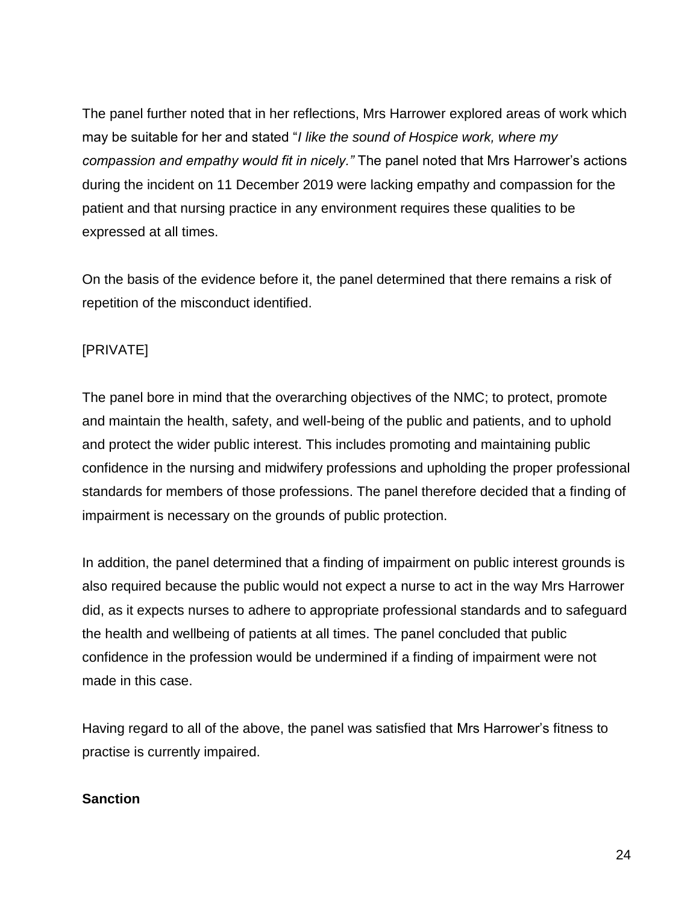The panel further noted that in her reflections, Mrs Harrower explored areas of work which may be suitable for her and stated "*I like the sound of Hospice work, where my compassion and empathy would fit in nicely."* The panel noted that Mrs Harrower's actions during the incident on 11 December 2019 were lacking empathy and compassion for the patient and that nursing practice in any environment requires these qualities to be expressed at all times.

On the basis of the evidence before it, the panel determined that there remains a risk of repetition of the misconduct identified.

[PRIVATE]

The panel bore in mind that the overarching objectives of the NMC; to protect, promote and maintain the health, safety, and well-being of the public and patients, and to uphold and protect the wider public interest. This includes promoting and maintaining public confidence in the nursing and midwifery professions and upholding the proper professional standards for members of those professions. The panel therefore decided that a finding of impairment is necessary on the grounds of public protection.

In addition, the panel determined that a finding of impairment on public interest grounds is also required because the public would not expect a nurse to act in the way Mrs Harrower did, as it expects nurses to adhere to appropriate professional standards and to safeguard the health and wellbeing of patients at all times. The panel concluded that public confidence in the profession would be undermined if a finding of impairment were not made in this case.

Having regard to all of the above, the panel was satisfied that Mrs Harrower's fitness to practise is currently impaired.

**Sanction**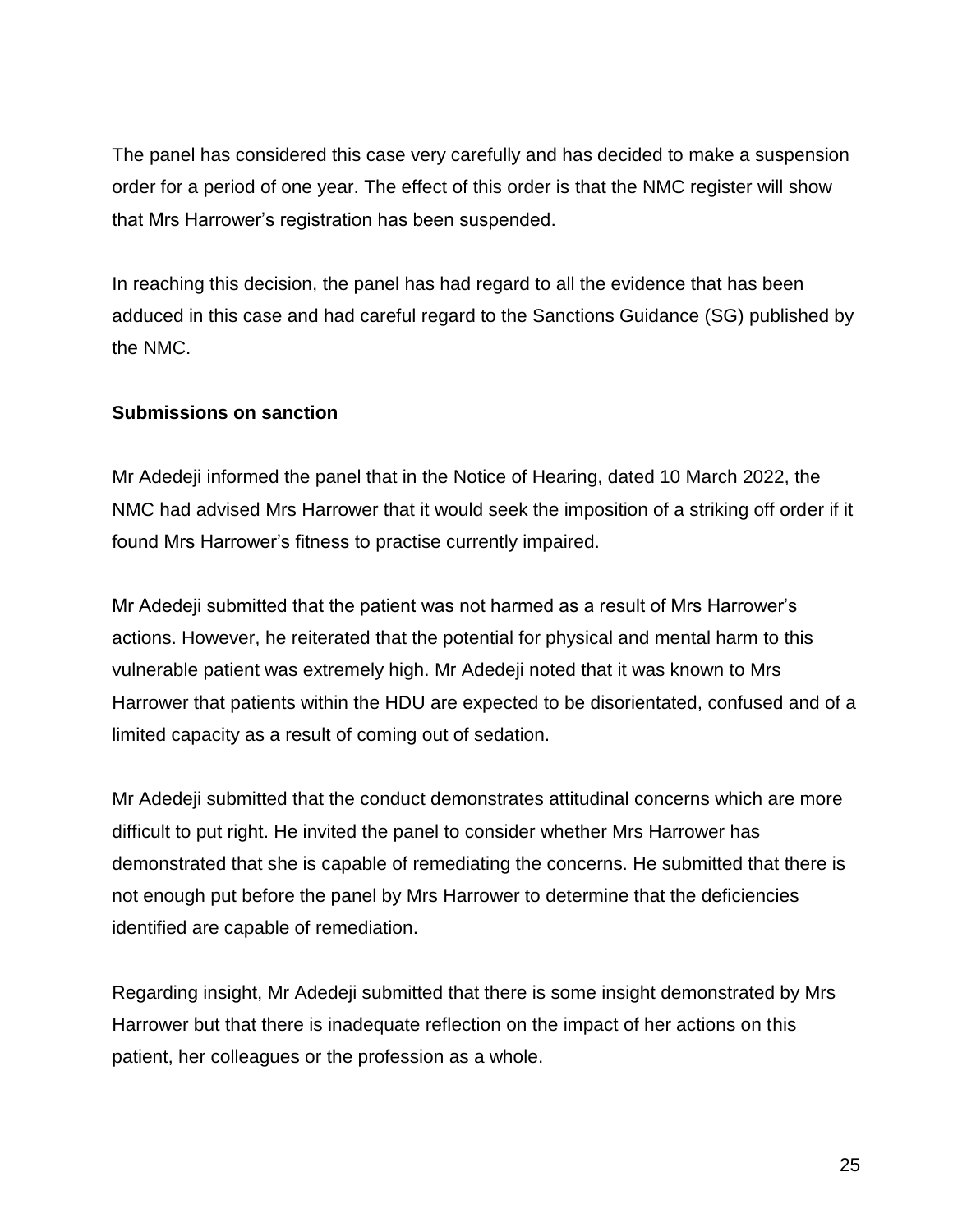The panel has considered this case very carefully and has decided to make a suspension order for a period of one year. The effect of this order is that the NMC register will show that Mrs Harrower's registration has been suspended.

In reaching this decision, the panel has had regard to all the evidence that has been adduced in this case and had careful regard to the Sanctions Guidance (SG) published by the NMC.

**Submissions on sanction**

Mr Adedeji informed the panel that in the Notice of Hearing, dated 10 March 2022, the NMC had advised Mrs Harrower that it would seek the imposition of a striking off order if it found Mrs Harrower's fitness to practise currently impaired.

Mr Adedeji submitted that the patient was not harmed as a result of Mrs Harrower's actions. However, he reiterated that the potential for physical and mental harm to this vulnerable patient was extremely high. Mr Adedeji noted that it was known to Mrs Harrower that patients within the HDU are expected to be disorientated, confused and of a limited capacity as a result of coming out of sedation.

Mr Adedeji submitted that the conduct demonstrates attitudinal concerns which are more difficult to put right. He invited the panel to consider whether Mrs Harrower has demonstrated that she is capable of remediating the concerns. He submitted that there is not enough put before the panel by Mrs Harrower to determine that the deficiencies identified are capable of remediation.

Regarding insight, Mr Adedeji submitted that there is some insight demonstrated by Mrs Harrower but that there is inadequate reflection on the impact of her actions on this patient, her colleagues or the profession as a whole.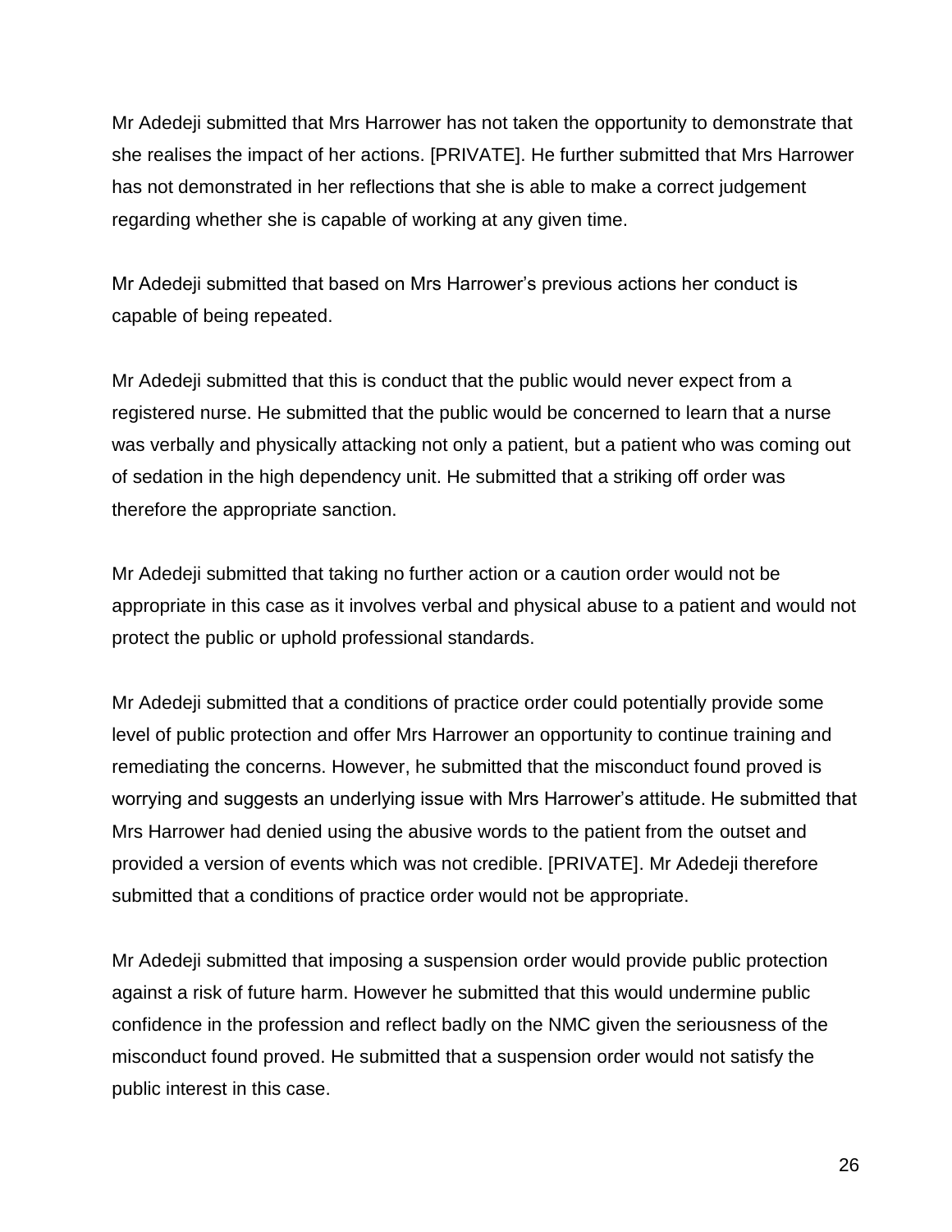Mr Adedeji submitted that Mrs Harrower has not taken the opportunity to demonstrate that she realises the impact of her actions. [PRIVATE]. He further submitted that Mrs Harrower has not demonstrated in her reflections that she is able to make a correct judgement regarding whether she is capable of working at any given time.

Mr Adedeji submitted that based on Mrs Harrower's previous actions her conduct is capable of being repeated.

Mr Adedeji submitted that this is conduct that the public would never expect from a registered nurse. He submitted that the public would be concerned to learn that a nurse was verbally and physically attacking not only a patient, but a patient who was coming out of sedation in the high dependency unit. He submitted that a striking off order was therefore the appropriate sanction.

Mr Adedeji submitted that taking no further action or a caution order would not be appropriate in this case as it involves verbal and physical abuse to a patient and would not protect the public or uphold professional standards.

Mr Adedeji submitted that a conditions of practice order could potentially provide some level of public protection and offer Mrs Harrower an opportunity to continue training and remediating the concerns. However, he submitted that the misconduct found proved is worrying and suggests an underlying issue with Mrs Harrower's attitude. He submitted that Mrs Harrower had denied using the abusive words to the patient from the outset and provided a version of events which was not credible. [PRIVATE]. Mr Adedeji therefore submitted that a conditions of practice order would not be appropriate.

Mr Adedeji submitted that imposing a suspension order would provide public protection against a risk of future harm. However he submitted that this would undermine public confidence in the profession and reflect badly on the NMC given the seriousness of the misconduct found proved. He submitted that a suspension order would not satisfy the public interest in this case.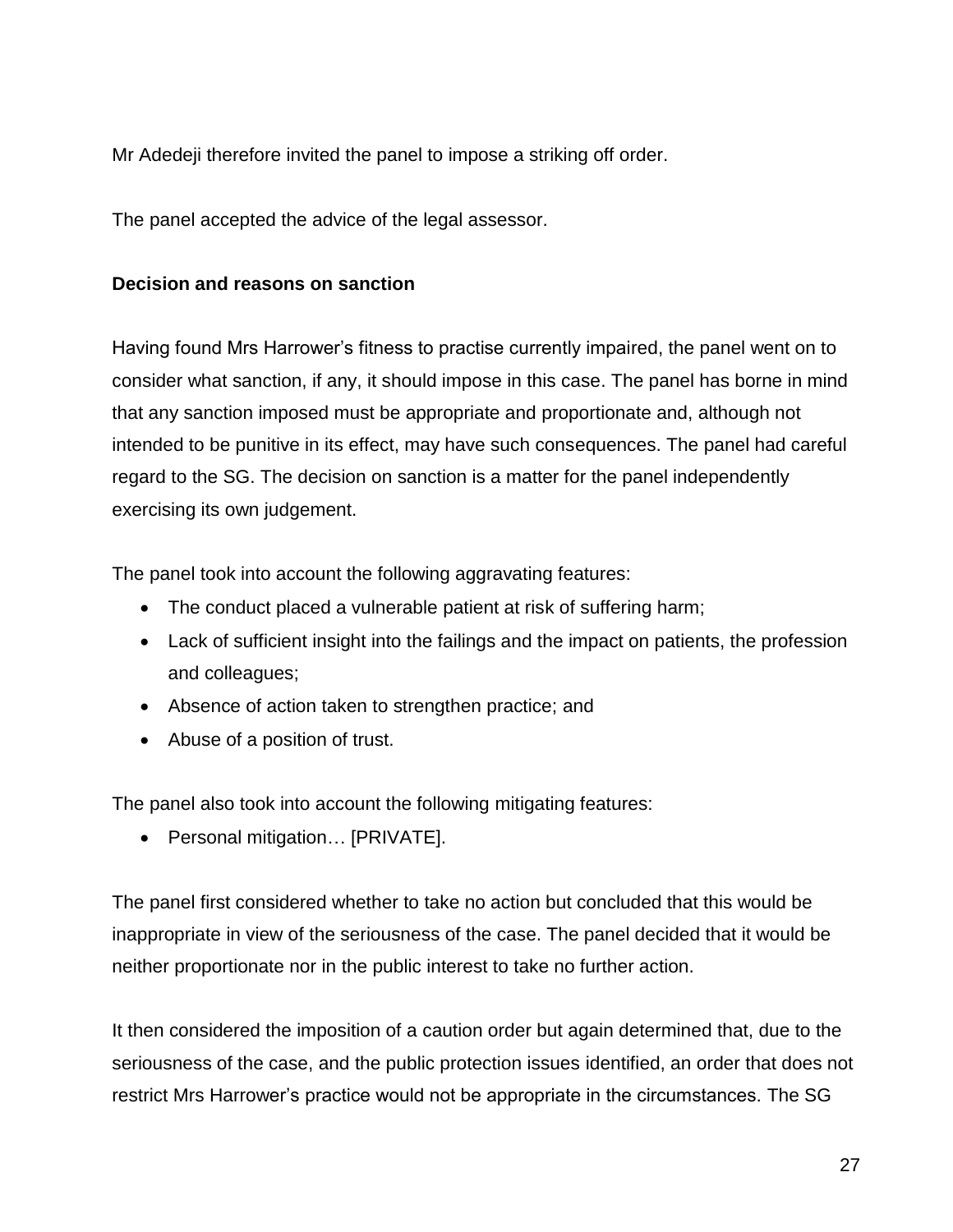Mr Adedeji therefore invited the panel to impose a striking off order.

The panel accepted the advice of the legal assessor.

**Decision and reasons on sanction**

Having found Mrs Harrower's fitness to practise currently impaired, the panel went on to consider what sanction, if any, it should impose in this case. The panel has borne in mind that any sanction imposed must be appropriate and proportionate and, although not intended to be punitive in its effect, may have such consequences. The panel had careful regard to the SG. The decision on sanction is a matter for the panel independently exercising its own judgement.

The panel took into account the following aggravating features:

- The conduct placed a vulnerable patient at risk of suffering harm;
- Lack of sufficient insight into the failings and the impact on patients, the profession and colleagues;
- Absence of action taken to strengthen practice; and
- Abuse of a position of trust.

The panel also took into account the following mitigating features:

- Personal mitigation… [PRIVATE].

The panel first considered whether to take no action but concluded that this would be inappropriate in view of the seriousness of the case. The panel decided that it would be neither proportionate nor in the public interest to take no further action.

It then considered the imposition of a caution order but again determined that, due to the seriousness of the case, and the public protection issues identified, an order that does not restrict Mrs Harrower's practice would not be appropriate in the circumstances. The SG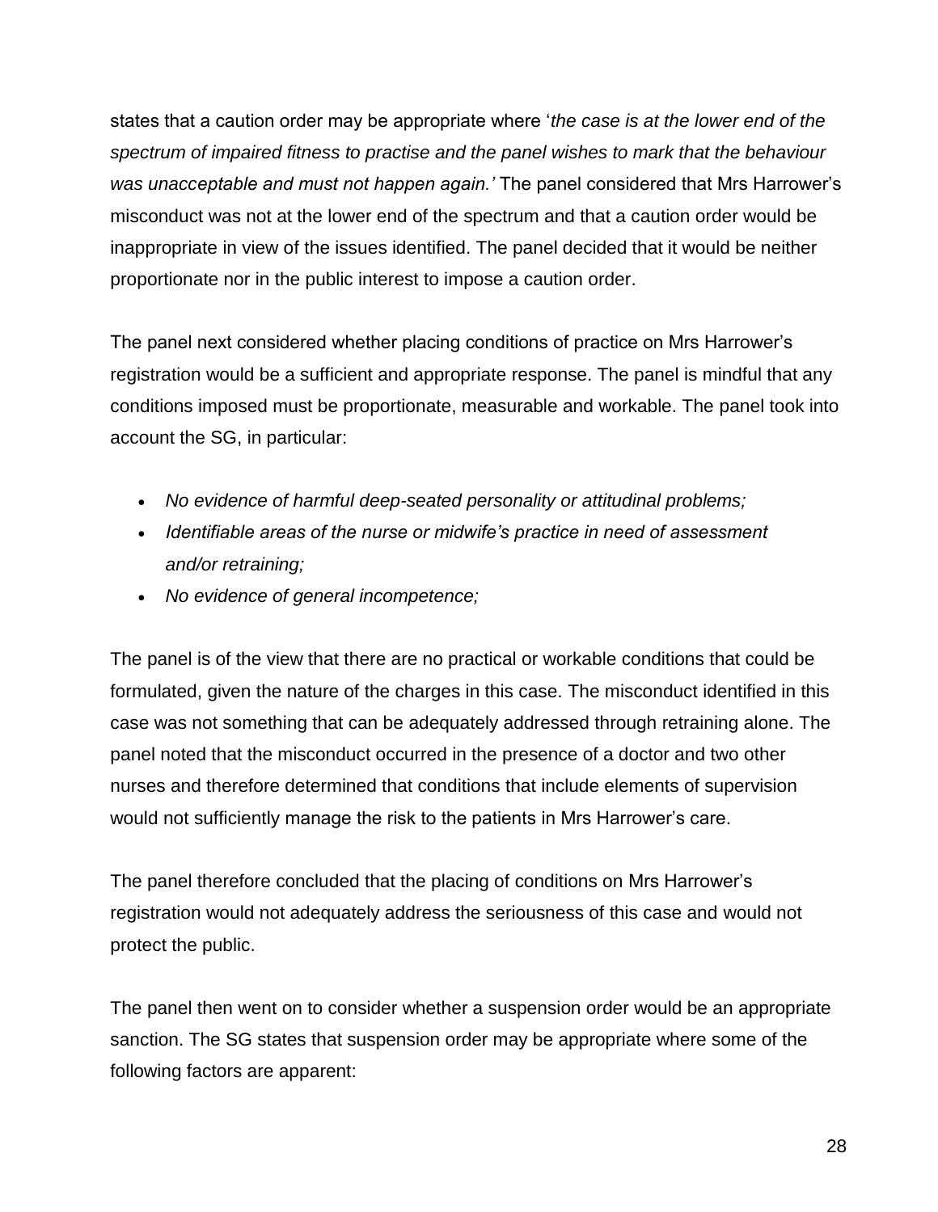states that a caution order may be appropriate where '*the case is at the lower end of the spectrum of impaired fitness to practise and the panel wishes to mark that the behaviour was unacceptable and must not happen again.'* The panel considered that Mrs Harrower's misconduct was not at the lower end of the spectrum and that a caution order would be inappropriate in view of the issues identified. The panel decided that it would be neither proportionate nor in the public interest to impose a caution order.

The panel next considered whether placing conditions of practice on Mrs Harrower's registration would be a sufficient and appropriate response. The panel is mindful that any conditions imposed must be proportionate, measurable and workable. The panel took into account the SG, in particular:

- *No evidence of harmful deep-seated personality or attitudinal problems;*
- *Identifiable areas of the nurse or midwife's practice in need of assessment and/or retraining;*
- *No evidence of general incompetence;*

The panel is of the view that there are no practical or workable conditions that could be formulated, given the nature of the charges in this case. The misconduct identified in this case was not something that can be adequately addressed through retraining alone. The panel noted that the misconduct occurred in the presence of a doctor and two other nurses and therefore determined that conditions that include elements of supervision would not sufficiently manage the risk to the patients in Mrs Harrower's care.

The panel therefore concluded that the placing of conditions on Mrs Harrower's registration would not adequately address the seriousness of this case and would not protect the public.

The panel then went on to consider whether a suspension order would be an appropriate sanction. The SG states that suspension order may be appropriate where some of the following factors are apparent: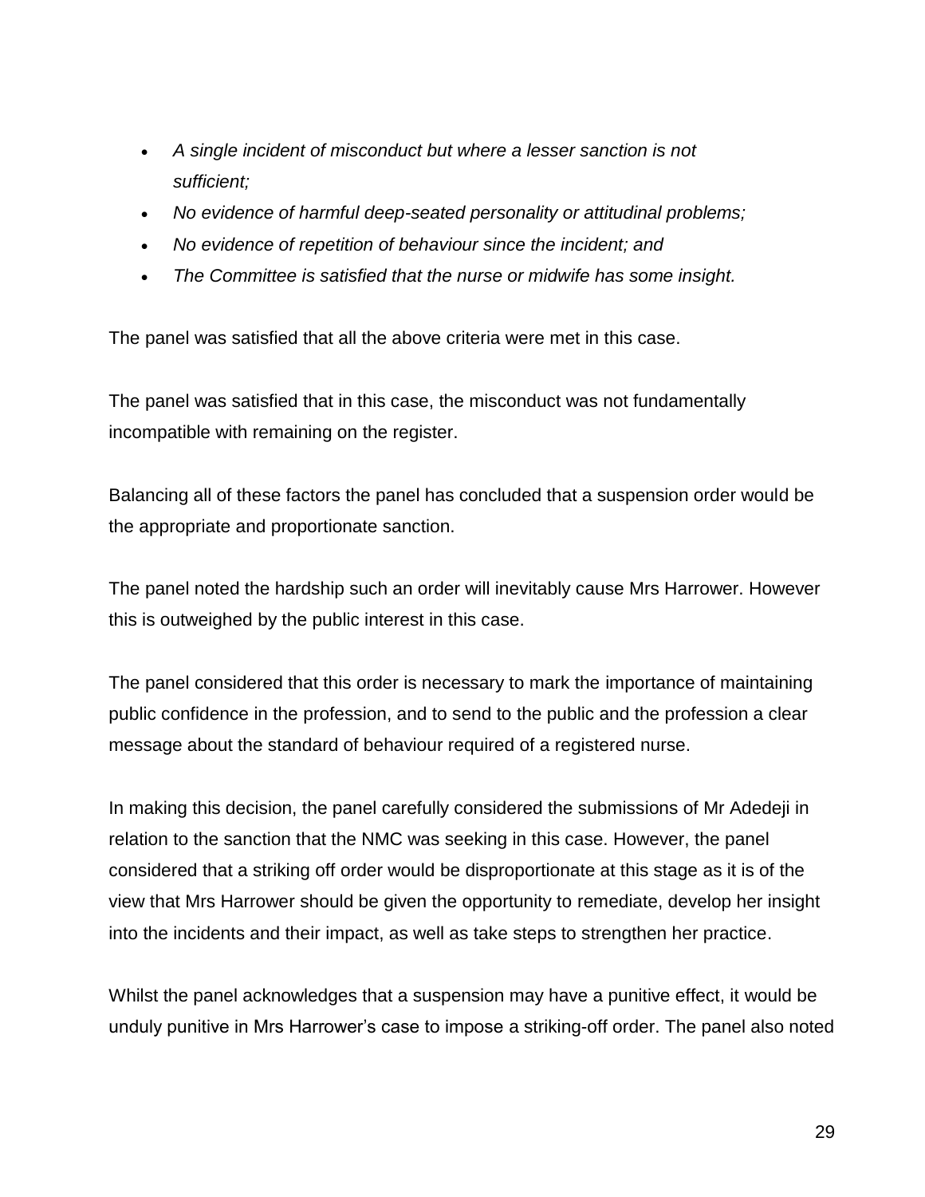- *A single incident of misconduct but where a lesser sanction is not sufficient;*
- *No evidence of harmful deep-seated personality or attitudinal problems;*
- *No evidence of repetition of behaviour since the incident; and*
- *The Committee is satisfied that the nurse or midwife has some insight.*

The panel was satisfied that all the above criteria were met in this case.

The panel was satisfied that in this case, the misconduct was not fundamentally incompatible with remaining on the register.

Balancing all of these factors the panel has concluded that a suspension order would be the appropriate and proportionate sanction.

The panel noted the hardship such an order will inevitably cause Mrs Harrower. However this is outweighed by the public interest in this case.

The panel considered that this order is necessary to mark the importance of maintaining public confidence in the profession, and to send to the public and the profession a clear message about the standard of behaviour required of a registered nurse.

In making this decision, the panel carefully considered the submissions of Mr Adedeji in relation to the sanction that the NMC was seeking in this case. However, the panel considered that a striking off order would be disproportionate at this stage as it is of the view that Mrs Harrower should be given the opportunity to remediate, develop her insight into the incidents and their impact, as well as take steps to strengthen her practice.

Whilst the panel acknowledges that a suspension may have a punitive effect, it would be unduly punitive in Mrs Harrower's case to impose a striking-off order. The panel also noted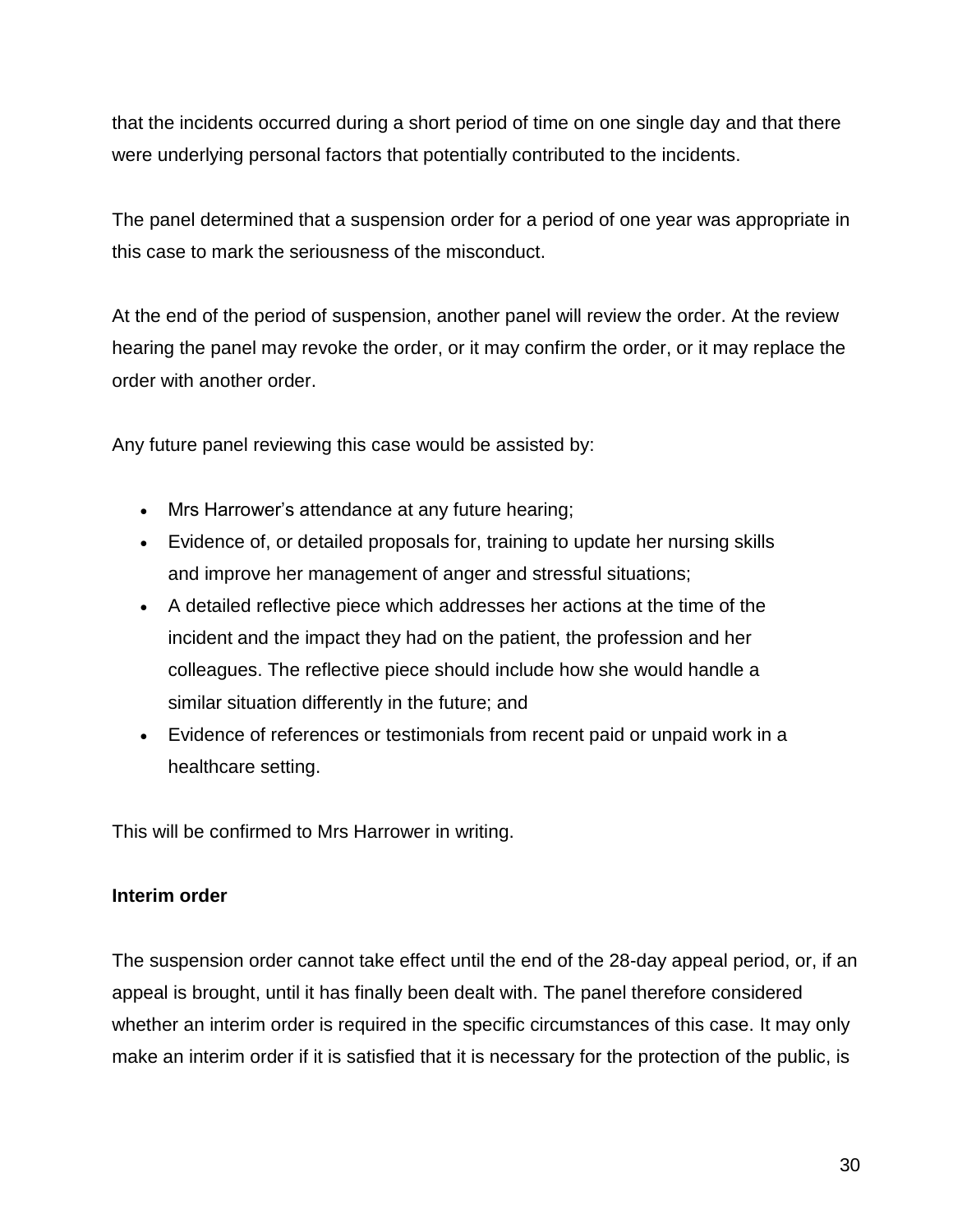that the incidents occurred during a short period of time on one single day and that there were underlying personal factors that potentially contributed to the incidents.

The panel determined that a suspension order for a period of one year was appropriate in this case to mark the seriousness of the misconduct.

At the end of the period of suspension, another panel will review the order. At the review hearing the panel may revoke the order, or it may confirm the order, or it may replace the order with another order.

Any future panel reviewing this case would be assisted by:

- Mrs Harrower's attendance at any future hearing;
- Evidence of, or detailed proposals for, training to update her nursing skills and improve her management of anger and stressful situations;
- A detailed reflective piece which addresses her actions at the time of the incident and the impact they had on the patient, the profession and her colleagues. The reflective piece should include how she would handle a similar situation differently in the future; and
- Evidence of references or testimonials from recent paid or unpaid work in a healthcare setting.

This will be confirmed to Mrs Harrower in writing.

**Interim order**

The suspension order cannot take effect until the end of the 28-day appeal period, or, if an appeal is brought, until it has finally been dealt with. The panel therefore considered whether an interim order is required in the specific circumstances of this case. It may only make an interim order if it is satisfied that it is necessary for the protection of the public, is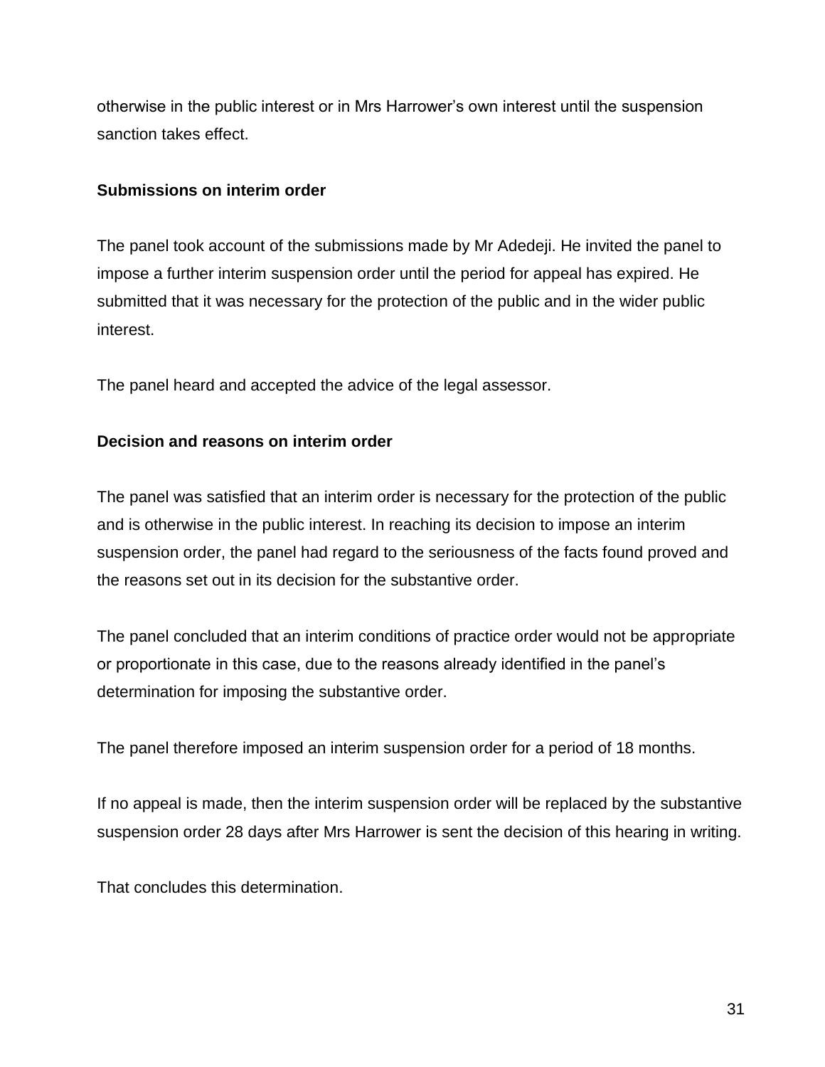otherwise in the public interest or in Mrs Harrower's own interest until the suspension sanction takes effect.

**Submissions on interim order**

The panel took account of the submissions made by Mr Adedeji. He invited the panel to impose a further interim suspension order until the period for appeal has expired. He submitted that it was necessary for the protection of the public and in the wider public interest.

The panel heard and accepted the advice of the legal assessor.

**Decision and reasons on interim order**

The panel was satisfied that an interim order is necessary for the protection of the public and is otherwise in the public interest. In reaching its decision to impose an interim suspension order, the panel had regard to the seriousness of the facts found proved and the reasons set out in its decision for the substantive order.

The panel concluded that an interim conditions of practice order would not be appropriate or proportionate in this case, due to the reasons already identified in the panel's determination for imposing the substantive order.

The panel therefore imposed an interim suspension order for a period of 18 months.

If no appeal is made, then the interim suspension order will be replaced by the substantive suspension order 28 days after Mrs Harrower is sent the decision of this hearing in writing.

That concludes this determination.